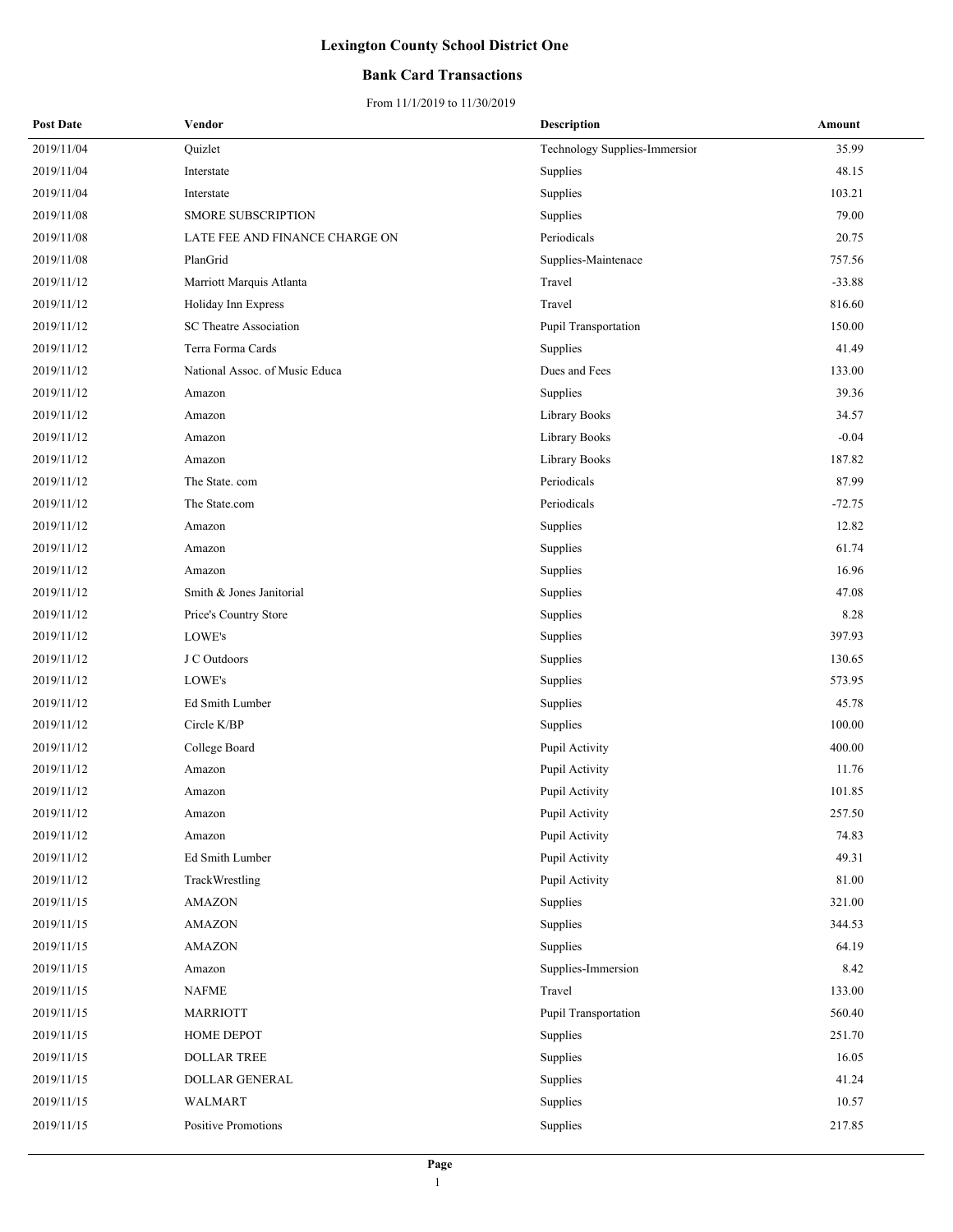# Lexington County School District One

## Bank Card Transactions

From 11/1/2019 to 11/30/2019

| Post Date | Vendor | Description | Amount |
|---|---|---|---|
| 2019/11/04 | Quizlet | Technology Supplies-Immersion | 35.99 |
| 2019/11/04 | Interstate | Supplies | 48.15 |
| 2019/11/04 | Interstate | Supplies | 103.21 |
| 2019/11/08 | SMORE SUBSCRIPTION | Supplies | 79.00 |
| 2019/11/08 | LATE FEE AND FINANCE CHARGE ON | Periodicals | 20.75 |
| 2019/11/08 | PlanGrid | Supplies-Maintenace | 757.56 |
| 2019/11/12 | Marriott Marquis Atlanta | Travel | -33.88 |
| 2019/11/12 | Holiday Inn Express | Travel | 816.60 |
| 2019/11/12 | SC Theatre Association | Pupil Transportation | 150.00 |
| 2019/11/12 | Terra Forma Cards | Supplies | 41.49 |
| 2019/11/12 | National Assoc. of Music Educa | Dues and Fees | 133.00 |
| 2019/11/12 | Amazon | Supplies | 39.36 |
| 2019/11/12 | Amazon | Library Books | 34.57 |
| 2019/11/12 | Amazon | Library Books | -0.04 |
| 2019/11/12 | Amazon | Library Books | 187.82 |
| 2019/11/12 | The State. com | Periodicals | 87.99 |
| 2019/11/12 | The State.com | Periodicals | -72.75 |
| 2019/11/12 | Amazon | Supplies | 12.82 |
| 2019/11/12 | Amazon | Supplies | 61.74 |
| 2019/11/12 | Amazon | Supplies | 16.96 |
| 2019/11/12 | Smith & Jones Janitorial | Supplies | 47.08 |
| 2019/11/12 | Price's Country Store | Supplies | 8.28 |
| 2019/11/12 | LOWE's | Supplies | 397.93 |
| 2019/11/12 | J C Outdoors | Supplies | 130.65 |
| 2019/11/12 | LOWE's | Supplies | 573.95 |
| 2019/11/12 | Ed Smith Lumber | Supplies | 45.78 |
| 2019/11/12 | Circle K/BP | Supplies | 100.00 |
| 2019/11/12 | College Board | Pupil Activity | 400.00 |
| 2019/11/12 | Amazon | Pupil Activity | 11.76 |
| 2019/11/12 | Amazon | Pupil Activity | 101.85 |
| 2019/11/12 | Amazon | Pupil Activity | 257.50 |
| 2019/11/12 | Amazon | Pupil Activity | 74.83 |
| 2019/11/12 | Ed Smith Lumber | Pupil Activity | 49.31 |
| 2019/11/12 | TrackWrestling | Pupil Activity | 81.00 |
| 2019/11/15 | AMAZON | Supplies | 321.00 |
| 2019/11/15 | AMAZON | Supplies | 344.53 |
| 2019/11/15 | AMAZON | Supplies | 64.19 |
| 2019/11/15 | Amazon | Supplies-Immersion | 8.42 |
| 2019/11/15 | NAFME | Travel | 133.00 |
| 2019/11/15 | MARRIOTT | Pupil Transportation | 560.40 |
| 2019/11/15 | HOME DEPOT | Supplies | 251.70 |
| 2019/11/15 | DOLLAR TREE | Supplies | 16.05 |
| 2019/11/15 | DOLLAR GENERAL | Supplies | 41.24 |
| 2019/11/15 | WALMART | Supplies | 10.57 |
| 2019/11/15 | Positive Promotions | Supplies | 217.85 |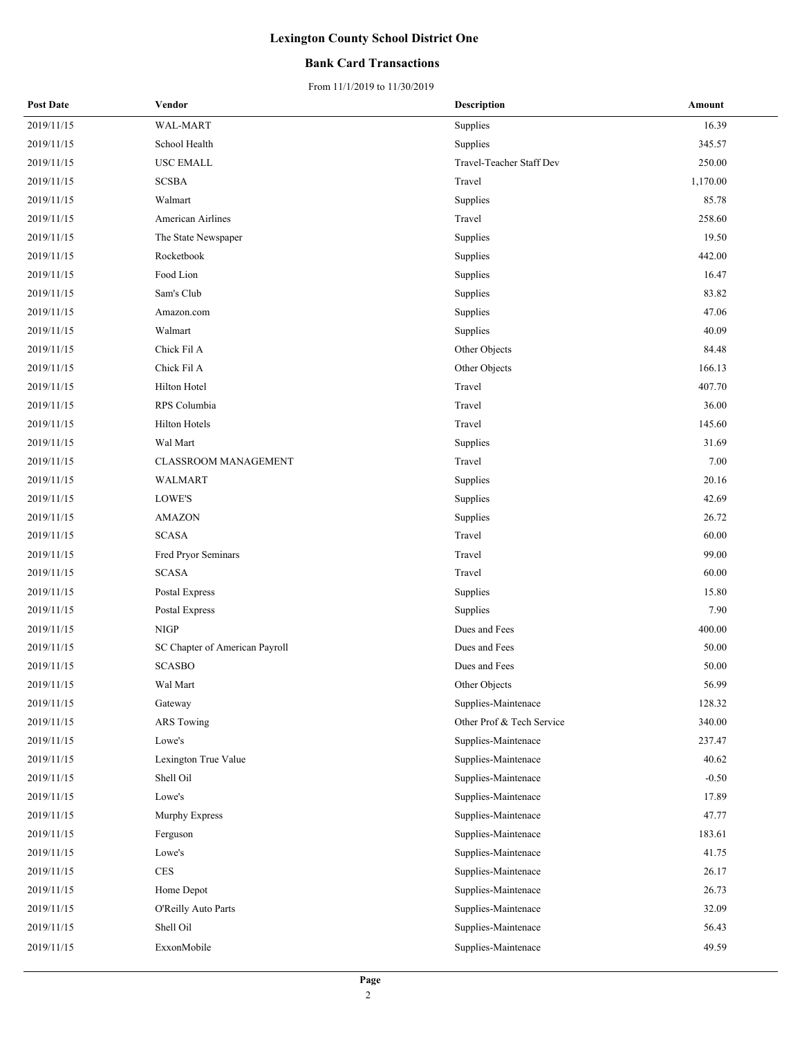# Lexington County School District One

## Bank Card Transactions

From 11/1/2019 to 11/30/2019

| Post Date | Vendor | Description | Amount |
|---|---|---|---|
| 2019/11/15 | WAL-MART | Supplies | 16.39 |
| 2019/11/15 | School Health | Supplies | 345.57 |
| 2019/11/15 | USC EMALL | Travel-Teacher Staff Dev | 250.00 |
| 2019/11/15 | SCSBA | Travel | 1,170.00 |
| 2019/11/15 | Walmart | Supplies | 85.78 |
| 2019/11/15 | American Airlines | Travel | 258.60 |
| 2019/11/15 | The State Newspaper | Supplies | 19.50 |
| 2019/11/15 | Rocketbook | Supplies | 442.00 |
| 2019/11/15 | Food Lion | Supplies | 16.47 |
| 2019/11/15 | Sam's Club | Supplies | 83.82 |
| 2019/11/15 | Amazon.com | Supplies | 47.06 |
| 2019/11/15 | Walmart | Supplies | 40.09 |
| 2019/11/15 | Chick Fil A | Other Objects | 84.48 |
| 2019/11/15 | Chick Fil A | Other Objects | 166.13 |
| 2019/11/15 | Hilton Hotel | Travel | 407.70 |
| 2019/11/15 | RPS Columbia | Travel | 36.00 |
| 2019/11/15 | Hilton Hotels | Travel | 145.60 |
| 2019/11/15 | Wal Mart | Supplies | 31.69 |
| 2019/11/15 | CLASSROOM MANAGEMENT | Travel | 7.00 |
| 2019/11/15 | WALMART | Supplies | 20.16 |
| 2019/11/15 | LOWE'S | Supplies | 42.69 |
| 2019/11/15 | AMAZON | Supplies | 26.72 |
| 2019/11/15 | SCASA | Travel | 60.00 |
| 2019/11/15 | Fred Pryor Seminars | Travel | 99.00 |
| 2019/11/15 | SCASA | Travel | 60.00 |
| 2019/11/15 | Postal Express | Supplies | 15.80 |
| 2019/11/15 | Postal Express | Supplies | 7.90 |
| 2019/11/15 | NIGP | Dues and Fees | 400.00 |
| 2019/11/15 | SC Chapter of American Payroll | Dues and Fees | 50.00 |
| 2019/11/15 | SCASBO | Dues and Fees | 50.00 |
| 2019/11/15 | Wal Mart | Other Objects | 56.99 |
| 2019/11/15 | Gateway | Supplies-Maintenace | 128.32 |
| 2019/11/15 | ARS Towing | Other Prof & Tech Service | 340.00 |
| 2019/11/15 | Lowe's | Supplies-Maintenace | 237.47 |
| 2019/11/15 | Lexington True Value | Supplies-Maintenace | 40.62 |
| 2019/11/15 | Shell Oil | Supplies-Maintenace | -0.50 |
| 2019/11/15 | Lowe's | Supplies-Maintenace | 17.89 |
| 2019/11/15 | Murphy Express | Supplies-Maintenace | 47.77 |
| 2019/11/15 | Ferguson | Supplies-Maintenace | 183.61 |
| 2019/11/15 | Lowe's | Supplies-Maintenace | 41.75 |
| 2019/11/15 | CES | Supplies-Maintenace | 26.17 |
| 2019/11/15 | Home Depot | Supplies-Maintenace | 26.73 |
| 2019/11/15 | O'Reilly Auto Parts | Supplies-Maintenace | 32.09 |
| 2019/11/15 | Shell Oil | Supplies-Maintenace | 56.43 |
| 2019/11/15 | ExxonMobile | Supplies-Maintenace | 49.59 |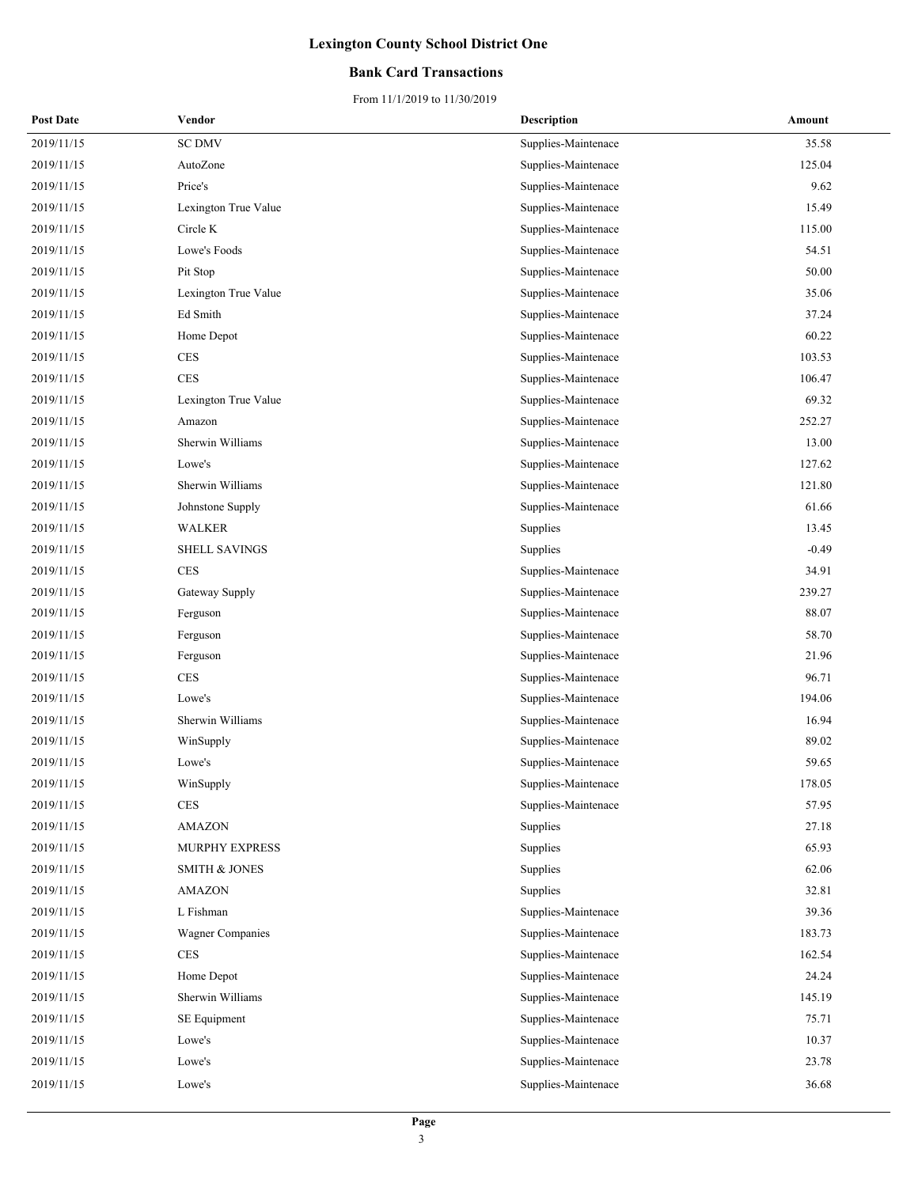# Lexington County School District One

## Bank Card Transactions

From 11/1/2019 to 11/30/2019

| Post Date | Vendor | Description | Amount |
|---|---|---|---|
| 2019/11/15 | SC DMV | Supplies-Maintenace | 35.58 |
| 2019/11/15 | AutoZone | Supplies-Maintenace | 125.04 |
| 2019/11/15 | Price's | Supplies-Maintenace | 9.62 |
| 2019/11/15 | Lexington True Value | Supplies-Maintenace | 15.49 |
| 2019/11/15 | Circle K | Supplies-Maintenace | 115.00 |
| 2019/11/15 | Lowe's Foods | Supplies-Maintenace | 54.51 |
| 2019/11/15 | Pit Stop | Supplies-Maintenace | 50.00 |
| 2019/11/15 | Lexington True Value | Supplies-Maintenace | 35.06 |
| 2019/11/15 | Ed Smith | Supplies-Maintenace | 37.24 |
| 2019/11/15 | Home Depot | Supplies-Maintenace | 60.22 |
| 2019/11/15 | CES | Supplies-Maintenace | 103.53 |
| 2019/11/15 | CES | Supplies-Maintenace | 106.47 |
| 2019/11/15 | Lexington True Value | Supplies-Maintenace | 69.32 |
| 2019/11/15 | Amazon | Supplies-Maintenace | 252.27 |
| 2019/11/15 | Sherwin Williams | Supplies-Maintenace | 13.00 |
| 2019/11/15 | Lowe's | Supplies-Maintenace | 127.62 |
| 2019/11/15 | Sherwin Williams | Supplies-Maintenace | 121.80 |
| 2019/11/15 | Johnstone Supply | Supplies-Maintenace | 61.66 |
| 2019/11/15 | WALKER | Supplies | 13.45 |
| 2019/11/15 | SHELL SAVINGS | Supplies | -0.49 |
| 2019/11/15 | CES | Supplies-Maintenace | 34.91 |
| 2019/11/15 | Gateway Supply | Supplies-Maintenace | 239.27 |
| 2019/11/15 | Ferguson | Supplies-Maintenace | 88.07 |
| 2019/11/15 | Ferguson | Supplies-Maintenace | 58.70 |
| 2019/11/15 | Ferguson | Supplies-Maintenace | 21.96 |
| 2019/11/15 | CES | Supplies-Maintenace | 96.71 |
| 2019/11/15 | Lowe's | Supplies-Maintenace | 194.06 |
| 2019/11/15 | Sherwin Williams | Supplies-Maintenace | 16.94 |
| 2019/11/15 | WinSupply | Supplies-Maintenace | 89.02 |
| 2019/11/15 | Lowe's | Supplies-Maintenace | 59.65 |
| 2019/11/15 | WinSupply | Supplies-Maintenace | 178.05 |
| 2019/11/15 | CES | Supplies-Maintenace | 57.95 |
| 2019/11/15 | AMAZON | Supplies | 27.18 |
| 2019/11/15 | MURPHY EXPRESS | Supplies | 65.93 |
| 2019/11/15 | SMITH & JONES | Supplies | 62.06 |
| 2019/11/15 | AMAZON | Supplies | 32.81 |
| 2019/11/15 | L Fishman | Supplies-Maintenace | 39.36 |
| 2019/11/15 | Wagner Companies | Supplies-Maintenace | 183.73 |
| 2019/11/15 | CES | Supplies-Maintenace | 162.54 |
| 2019/11/15 | Home Depot | Supplies-Maintenace | 24.24 |
| 2019/11/15 | Sherwin Williams | Supplies-Maintenace | 145.19 |
| 2019/11/15 | SE Equipment | Supplies-Maintenace | 75.71 |
| 2019/11/15 | Lowe's | Supplies-Maintenace | 10.37 |
| 2019/11/15 | Lowe's | Supplies-Maintenace | 23.78 |
| 2019/11/15 | Lowe's | Supplies-Maintenace | 36.68 |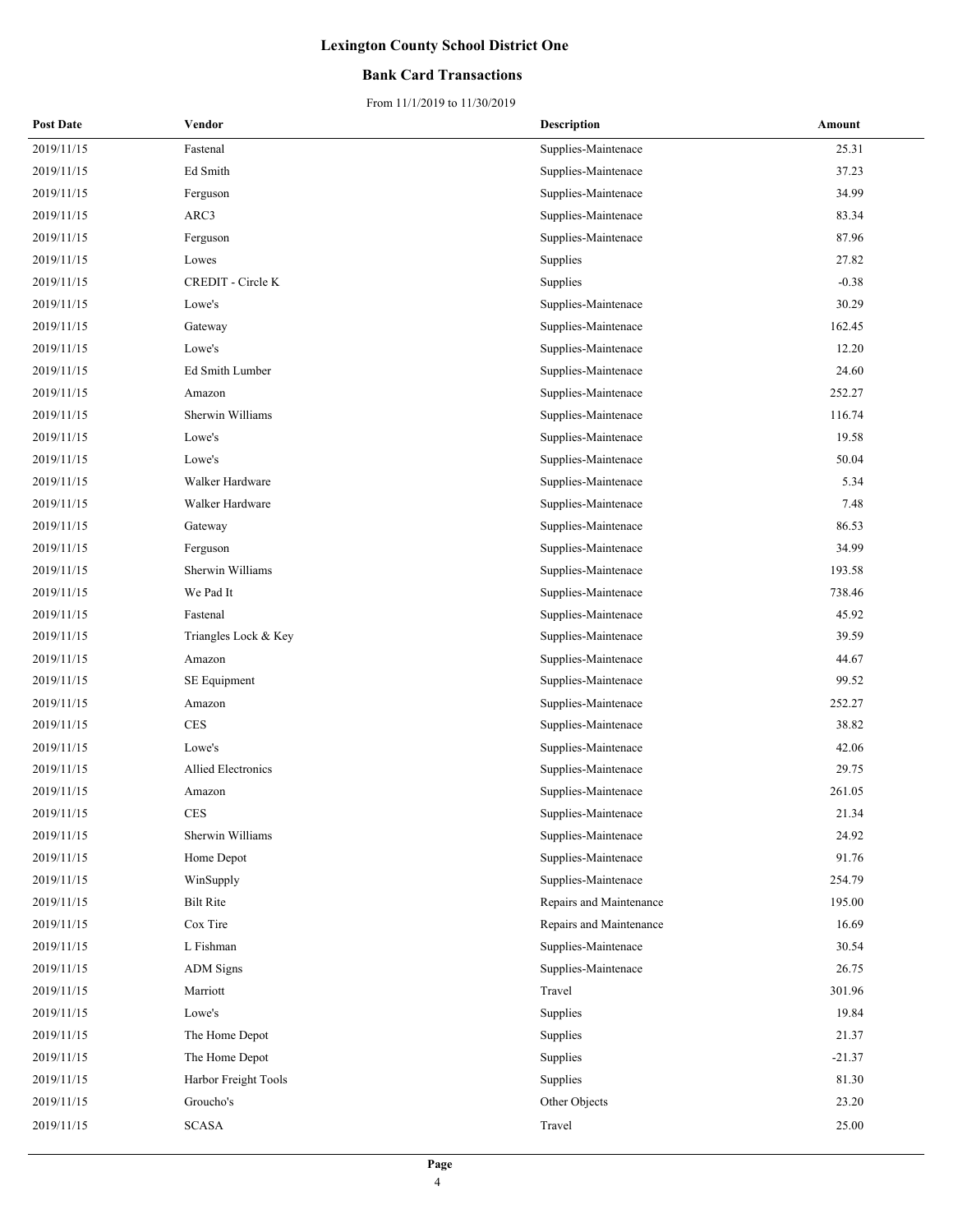# Lexington County School District One

## Bank Card Transactions

From 11/1/2019 to 11/30/2019

| Post Date | Vendor | Description | Amount |
|---|---|---|---|
| 2019/11/15 | Fastenal | Supplies-Maintenace | 25.31 |
| 2019/11/15 | Ed Smith | Supplies-Maintenace | 37.23 |
| 2019/11/15 | Ferguson | Supplies-Maintenace | 34.99 |
| 2019/11/15 | ARC3 | Supplies-Maintenace | 83.34 |
| 2019/11/15 | Ferguson | Supplies-Maintenace | 87.96 |
| 2019/11/15 | Lowes | Supplies | 27.82 |
| 2019/11/15 | CREDIT - Circle K | Supplies | -0.38 |
| 2019/11/15 | Lowe's | Supplies-Maintenace | 30.29 |
| 2019/11/15 | Gateway | Supplies-Maintenace | 162.45 |
| 2019/11/15 | Lowe's | Supplies-Maintenace | 12.20 |
| 2019/11/15 | Ed Smith Lumber | Supplies-Maintenace | 24.60 |
| 2019/11/15 | Amazon | Supplies-Maintenace | 252.27 |
| 2019/11/15 | Sherwin Williams | Supplies-Maintenace | 116.74 |
| 2019/11/15 | Lowe's | Supplies-Maintenace | 19.58 |
| 2019/11/15 | Lowe's | Supplies-Maintenace | 50.04 |
| 2019/11/15 | Walker Hardware | Supplies-Maintenace | 5.34 |
| 2019/11/15 | Walker Hardware | Supplies-Maintenace | 7.48 |
| 2019/11/15 | Gateway | Supplies-Maintenace | 86.53 |
| 2019/11/15 | Ferguson | Supplies-Maintenace | 34.99 |
| 2019/11/15 | Sherwin Williams | Supplies-Maintenace | 193.58 |
| 2019/11/15 | We Pad It | Supplies-Maintenace | 738.46 |
| 2019/11/15 | Fastenal | Supplies-Maintenace | 45.92 |
| 2019/11/15 | Triangles Lock & Key | Supplies-Maintenace | 39.59 |
| 2019/11/15 | Amazon | Supplies-Maintenace | 44.67 |
| 2019/11/15 | SE Equipment | Supplies-Maintenace | 99.52 |
| 2019/11/15 | Amazon | Supplies-Maintenace | 252.27 |
| 2019/11/15 | CES | Supplies-Maintenace | 38.82 |
| 2019/11/15 | Lowe's | Supplies-Maintenace | 42.06 |
| 2019/11/15 | Allied Electronics | Supplies-Maintenace | 29.75 |
| 2019/11/15 | Amazon | Supplies-Maintenace | 261.05 |
| 2019/11/15 | CES | Supplies-Maintenace | 21.34 |
| 2019/11/15 | Sherwin Williams | Supplies-Maintenace | 24.92 |
| 2019/11/15 | Home Depot | Supplies-Maintenace | 91.76 |
| 2019/11/15 | WinSupply | Supplies-Maintenace | 254.79 |
| 2019/11/15 | Bilt Rite | Repairs and Maintenance | 195.00 |
| 2019/11/15 | Cox Tire | Repairs and Maintenance | 16.69 |
| 2019/11/15 | L Fishman | Supplies-Maintenace | 30.54 |
| 2019/11/15 | ADM Signs | Supplies-Maintenace | 26.75 |
| 2019/11/15 | Marriott | Travel | 301.96 |
| 2019/11/15 | Lowe's | Supplies | 19.84 |
| 2019/11/15 | The Home Depot | Supplies | 21.37 |
| 2019/11/15 | The Home Depot | Supplies | -21.37 |
| 2019/11/15 | Harbor Freight Tools | Supplies | 81.30 |
| 2019/11/15 | Groucho's | Other Objects | 23.20 |
| 2019/11/15 | SCASA | Travel | 25.00 |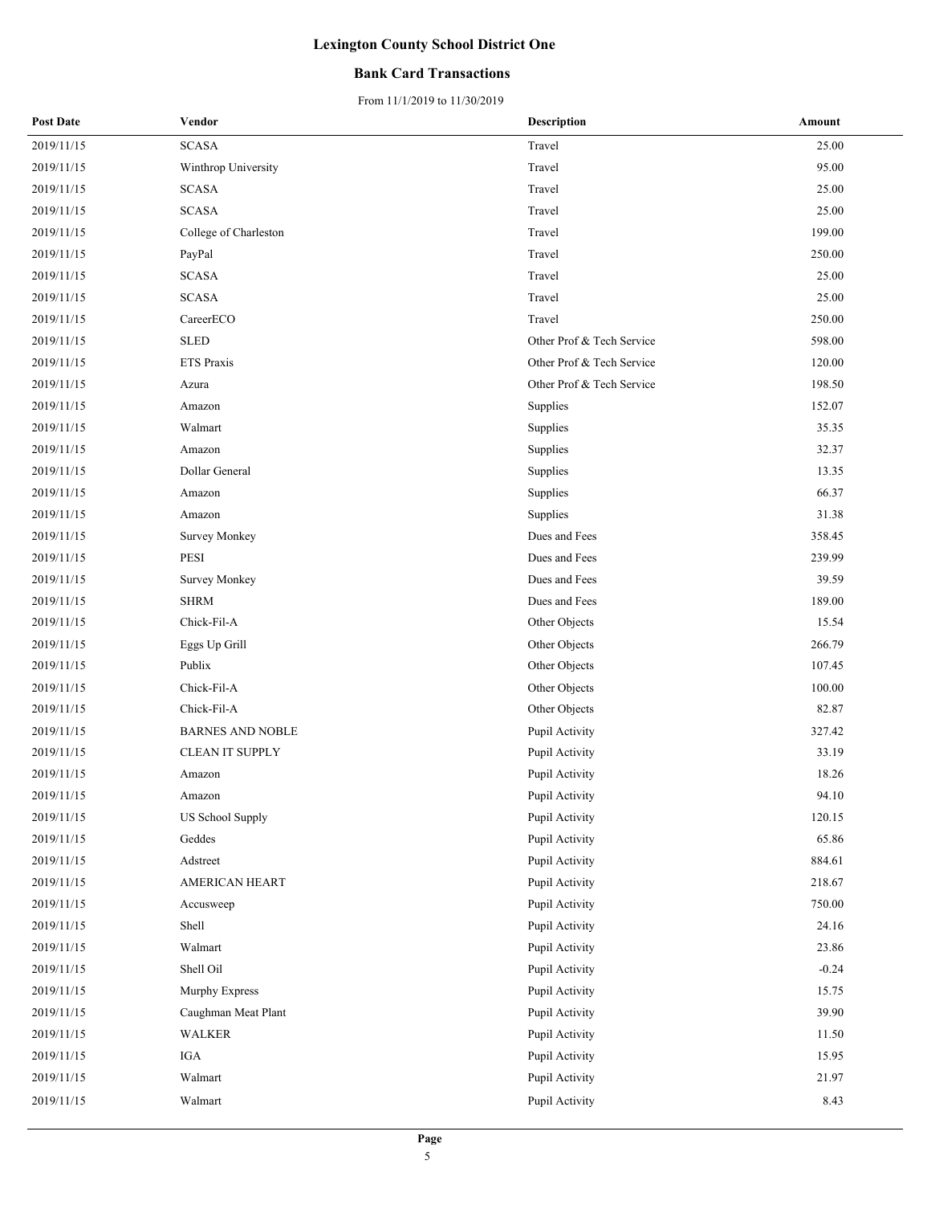# Lexington County School District One

## Bank Card Transactions

From 11/1/2019 to 11/30/2019

| Post Date | Vendor | Description | Amount |
|---|---|---|---|
| 2019/11/15 | SCASA | Travel | 25.00 |
| 2019/11/15 | Winthrop University | Travel | 95.00 |
| 2019/11/15 | SCASA | Travel | 25.00 |
| 2019/11/15 | SCASA | Travel | 25.00 |
| 2019/11/15 | College of Charleston | Travel | 199.00 |
| 2019/11/15 | PayPal | Travel | 250.00 |
| 2019/11/15 | SCASA | Travel | 25.00 |
| 2019/11/15 | SCASA | Travel | 25.00 |
| 2019/11/15 | CareerECO | Travel | 250.00 |
| 2019/11/15 | SLED | Other Prof & Tech Service | 598.00 |
| 2019/11/15 | ETS Praxis | Other Prof & Tech Service | 120.00 |
| 2019/11/15 | Azura | Other Prof & Tech Service | 198.50 |
| 2019/11/15 | Amazon | Supplies | 152.07 |
| 2019/11/15 | Walmart | Supplies | 35.35 |
| 2019/11/15 | Amazon | Supplies | 32.37 |
| 2019/11/15 | Dollar General | Supplies | 13.35 |
| 2019/11/15 | Amazon | Supplies | 66.37 |
| 2019/11/15 | Amazon | Supplies | 31.38 |
| 2019/11/15 | Survey Monkey | Dues and Fees | 358.45 |
| 2019/11/15 | PESI | Dues and Fees | 239.99 |
| 2019/11/15 | Survey Monkey | Dues and Fees | 39.59 |
| 2019/11/15 | SHRM | Dues and Fees | 189.00 |
| 2019/11/15 | Chick-Fil-A | Other Objects | 15.54 |
| 2019/11/15 | Eggs Up Grill | Other Objects | 266.79 |
| 2019/11/15 | Publix | Other Objects | 107.45 |
| 2019/11/15 | Chick-Fil-A | Other Objects | 100.00 |
| 2019/11/15 | Chick-Fil-A | Other Objects | 82.87 |
| 2019/11/15 | BARNES AND NOBLE | Pupil Activity | 327.42 |
| 2019/11/15 | CLEAN IT SUPPLY | Pupil Activity | 33.19 |
| 2019/11/15 | Amazon | Pupil Activity | 18.26 |
| 2019/11/15 | Amazon | Pupil Activity | 94.10 |
| 2019/11/15 | US School Supply | Pupil Activity | 120.15 |
| 2019/11/15 | Geddes | Pupil Activity | 65.86 |
| 2019/11/15 | Adstreet | Pupil Activity | 884.61 |
| 2019/11/15 | AMERICAN HEART | Pupil Activity | 218.67 |
| 2019/11/15 | Accusweep | Pupil Activity | 750.00 |
| 2019/11/15 | Shell | Pupil Activity | 24.16 |
| 2019/11/15 | Walmart | Pupil Activity | 23.86 |
| 2019/11/15 | Shell Oil | Pupil Activity | -0.24 |
| 2019/11/15 | Murphy Express | Pupil Activity | 15.75 |
| 2019/11/15 | Caughman Meat Plant | Pupil Activity | 39.90 |
| 2019/11/15 | WALKER | Pupil Activity | 11.50 |
| 2019/11/15 | IGA | Pupil Activity | 15.95 |
| 2019/11/15 | Walmart | Pupil Activity | 21.97 |
| 2019/11/15 | Walmart | Pupil Activity | 8.43 |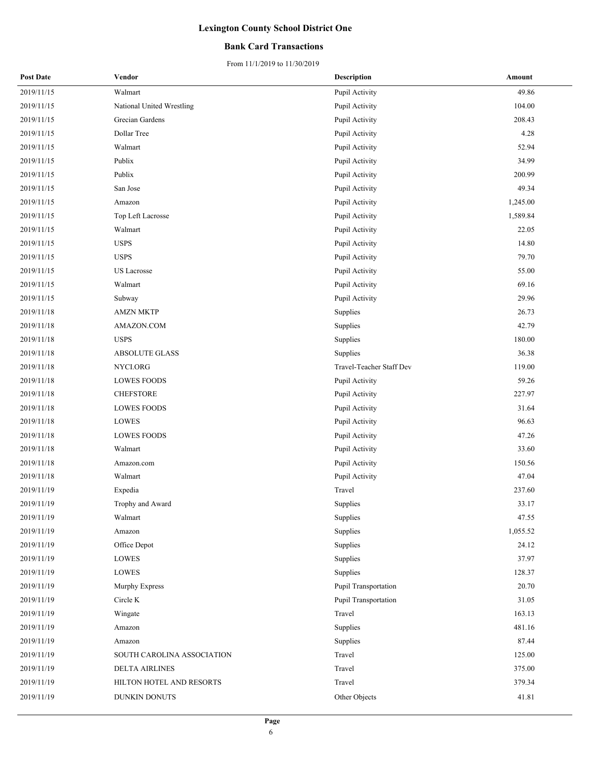# Lexington County School District One

## Bank Card Transactions

From 11/1/2019 to 11/30/2019

| Post Date | Vendor | Description | Amount |
|---|---|---|---|
| 2019/11/15 | Walmart | Pupil Activity | 49.86 |
| 2019/11/15 | National United Wrestling | Pupil Activity | 104.00 |
| 2019/11/15 | Grecian Gardens | Pupil Activity | 208.43 |
| 2019/11/15 | Dollar Tree | Pupil Activity | 4.28 |
| 2019/11/15 | Walmart | Pupil Activity | 52.94 |
| 2019/11/15 | Publix | Pupil Activity | 34.99 |
| 2019/11/15 | Publix | Pupil Activity | 200.99 |
| 2019/11/15 | San Jose | Pupil Activity | 49.34 |
| 2019/11/15 | Amazon | Pupil Activity | 1,245.00 |
| 2019/11/15 | Top Left Lacrosse | Pupil Activity | 1,589.84 |
| 2019/11/15 | Walmart | Pupil Activity | 22.05 |
| 2019/11/15 | USPS | Pupil Activity | 14.80 |
| 2019/11/15 | USPS | Pupil Activity | 79.70 |
| 2019/11/15 | US Lacrosse | Pupil Activity | 55.00 |
| 2019/11/15 | Walmart | Pupil Activity | 69.16 |
| 2019/11/15 | Subway | Pupil Activity | 29.96 |
| 2019/11/18 | AMZN MKTP | Supplies | 26.73 |
| 2019/11/18 | AMAZON.COM | Supplies | 42.79 |
| 2019/11/18 | USPS | Supplies | 180.00 |
| 2019/11/18 | ABSOLUTE GLASS | Supplies | 36.38 |
| 2019/11/18 | NYCI.ORG | Travel-Teacher Staff Dev | 119.00 |
| 2019/11/18 | LOWES FOODS | Pupil Activity | 59.26 |
| 2019/11/18 | CHEFSTORE | Pupil Activity | 227.97 |
| 2019/11/18 | LOWES FOODS | Pupil Activity | 31.64 |
| 2019/11/18 | LOWES | Pupil Activity | 96.63 |
| 2019/11/18 | LOWES FOODS | Pupil Activity | 47.26 |
| 2019/11/18 | Walmart | Pupil Activity | 33.60 |
| 2019/11/18 | Amazon.com | Pupil Activity | 150.56 |
| 2019/11/18 | Walmart | Pupil Activity | 47.04 |
| 2019/11/19 | Expedia | Travel | 237.60 |
| 2019/11/19 | Trophy and Award | Supplies | 33.17 |
| 2019/11/19 | Walmart | Supplies | 47.55 |
| 2019/11/19 | Amazon | Supplies | 1,055.52 |
| 2019/11/19 | Office Depot | Supplies | 24.12 |
| 2019/11/19 | LOWES | Supplies | 37.97 |
| 2019/11/19 | LOWES | Supplies | 128.37 |
| 2019/11/19 | Murphy Express | Pupil Transportation | 20.70 |
| 2019/11/19 | Circle K | Pupil Transportation | 31.05 |
| 2019/11/19 | Wingate | Travel | 163.13 |
| 2019/11/19 | Amazon | Supplies | 481.16 |
| 2019/11/19 | Amazon | Supplies | 87.44 |
| 2019/11/19 | SOUTH CAROLINA ASSOCIATION | Travel | 125.00 |
| 2019/11/19 | DELTA AIRLINES | Travel | 375.00 |
| 2019/11/19 | HILTON HOTEL AND RESORTS | Travel | 379.34 |
| 2019/11/19 | DUNKIN DONUTS | Other Objects | 41.81 |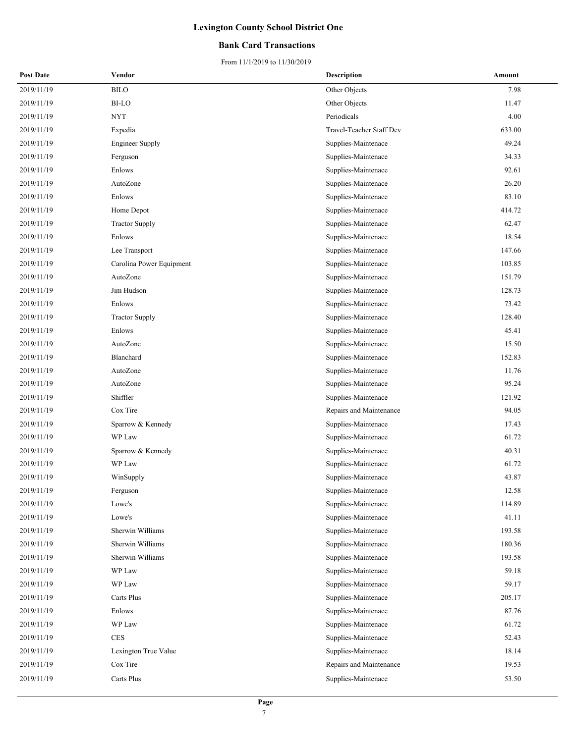# Lexington County School District One

## Bank Card Transactions

From 11/1/2019 to 11/30/2019

| Post Date | Vendor | Description | Amount |
|---|---|---|---|
| 2019/11/19 | BILO | Other Objects | 7.98 |
| 2019/11/19 | BI-LO | Other Objects | 11.47 |
| 2019/11/19 | NYT | Periodicals | 4.00 |
| 2019/11/19 | Expedia | Travel-Teacher Staff Dev | 633.00 |
| 2019/11/19 | Engineer Supply | Supplies-Maintenace | 49.24 |
| 2019/11/19 | Ferguson | Supplies-Maintenace | 34.33 |
| 2019/11/19 | Enlows | Supplies-Maintenace | 92.61 |
| 2019/11/19 | AutoZone | Supplies-Maintenace | 26.20 |
| 2019/11/19 | Enlows | Supplies-Maintenace | 83.10 |
| 2019/11/19 | Home Depot | Supplies-Maintenace | 414.72 |
| 2019/11/19 | Tractor Supply | Supplies-Maintenace | 62.47 |
| 2019/11/19 | Enlows | Supplies-Maintenace | 18.54 |
| 2019/11/19 | Lee Transport | Supplies-Maintenace | 147.66 |
| 2019/11/19 | Carolina Power Equipment | Supplies-Maintenace | 103.85 |
| 2019/11/19 | AutoZone | Supplies-Maintenace | 151.79 |
| 2019/11/19 | Jim Hudson | Supplies-Maintenace | 128.73 |
| 2019/11/19 | Enlows | Supplies-Maintenace | 73.42 |
| 2019/11/19 | Tractor Supply | Supplies-Maintenace | 128.40 |
| 2019/11/19 | Enlows | Supplies-Maintenace | 45.41 |
| 2019/11/19 | AutoZone | Supplies-Maintenace | 15.50 |
| 2019/11/19 | Blanchard | Supplies-Maintenace | 152.83 |
| 2019/11/19 | AutoZone | Supplies-Maintenace | 11.76 |
| 2019/11/19 | AutoZone | Supplies-Maintenace | 95.24 |
| 2019/11/19 | Shiffler | Supplies-Maintenace | 121.92 |
| 2019/11/19 | Cox Tire | Repairs and Maintenance | 94.05 |
| 2019/11/19 | Sparrow & Kennedy | Supplies-Maintenace | 17.43 |
| 2019/11/19 | WP Law | Supplies-Maintenace | 61.72 |
| 2019/11/19 | Sparrow & Kennedy | Supplies-Maintenace | 40.31 |
| 2019/11/19 | WP Law | Supplies-Maintenace | 61.72 |
| 2019/11/19 | WinSupply | Supplies-Maintenace | 43.87 |
| 2019/11/19 | Ferguson | Supplies-Maintenace | 12.58 |
| 2019/11/19 | Lowe's | Supplies-Maintenace | 114.89 |
| 2019/11/19 | Lowe's | Supplies-Maintenace | 41.11 |
| 2019/11/19 | Sherwin Williams | Supplies-Maintenace | 193.58 |
| 2019/11/19 | Sherwin Williams | Supplies-Maintenace | 180.36 |
| 2019/11/19 | Sherwin Williams | Supplies-Maintenace | 193.58 |
| 2019/11/19 | WP Law | Supplies-Maintenace | 59.18 |
| 2019/11/19 | WP Law | Supplies-Maintenace | 59.17 |
| 2019/11/19 | Carts Plus | Supplies-Maintenace | 205.17 |
| 2019/11/19 | Enlows | Supplies-Maintenace | 87.76 |
| 2019/11/19 | WP Law | Supplies-Maintenace | 61.72 |
| 2019/11/19 | CES | Supplies-Maintenace | 52.43 |
| 2019/11/19 | Lexington True Value | Supplies-Maintenace | 18.14 |
| 2019/11/19 | Cox Tire | Repairs and Maintenance | 19.53 |
| 2019/11/19 | Carts Plus | Supplies-Maintenace | 53.50 |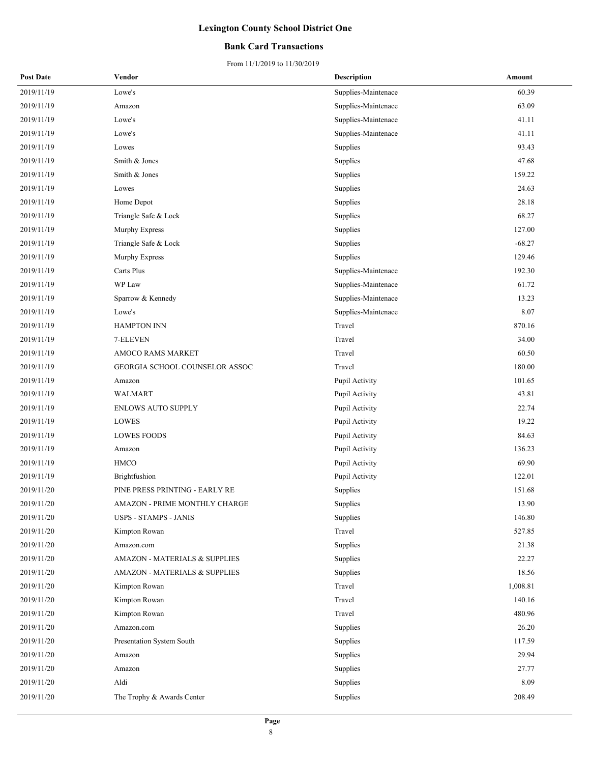# Lexington County School District One

## Bank Card Transactions

From 11/1/2019 to 11/30/2019

| Post Date | Vendor | Description | Amount |
|---|---|---|---|
| 2019/11/19 | Lowe's | Supplies-Maintenace | 60.39 |
| 2019/11/19 | Amazon | Supplies-Maintenace | 63.09 |
| 2019/11/19 | Lowe's | Supplies-Maintenace | 41.11 |
| 2019/11/19 | Lowe's | Supplies-Maintenace | 41.11 |
| 2019/11/19 | Lowes | Supplies | 93.43 |
| 2019/11/19 | Smith & Jones | Supplies | 47.68 |
| 2019/11/19 | Smith & Jones | Supplies | 159.22 |
| 2019/11/19 | Lowes | Supplies | 24.63 |
| 2019/11/19 | Home Depot | Supplies | 28.18 |
| 2019/11/19 | Triangle Safe & Lock | Supplies | 68.27 |
| 2019/11/19 | Murphy Express | Supplies | 127.00 |
| 2019/11/19 | Triangle Safe & Lock | Supplies | -68.27 |
| 2019/11/19 | Murphy Express | Supplies | 129.46 |
| 2019/11/19 | Carts Plus | Supplies-Maintenace | 192.30 |
| 2019/11/19 | WP Law | Supplies-Maintenace | 61.72 |
| 2019/11/19 | Sparrow & Kennedy | Supplies-Maintenace | 13.23 |
| 2019/11/19 | Lowe's | Supplies-Maintenace | 8.07 |
| 2019/11/19 | HAMPTON INN | Travel | 870.16 |
| 2019/11/19 | 7-ELEVEN | Travel | 34.00 |
| 2019/11/19 | AMOCO RAMS MARKET | Travel | 60.50 |
| 2019/11/19 | GEORGIA SCHOOL COUNSELOR ASSOC | Travel | 180.00 |
| 2019/11/19 | Amazon | Pupil Activity | 101.65 |
| 2019/11/19 | WALMART | Pupil Activity | 43.81 |
| 2019/11/19 | ENLOWS AUTO SUPPLY | Pupil Activity | 22.74 |
| 2019/11/19 | LOWES | Pupil Activity | 19.22 |
| 2019/11/19 | LOWES FOODS | Pupil Activity | 84.63 |
| 2019/11/19 | Amazon | Pupil Activity | 136.23 |
| 2019/11/19 | HMCO | Pupil Activity | 69.90 |
| 2019/11/19 | Brightfushion | Pupil Activity | 122.01 |
| 2019/11/20 | PINE PRESS PRINTING - EARLY RE | Supplies | 151.68 |
| 2019/11/20 | AMAZON - PRIME MONTHLY CHARGE | Supplies | 13.90 |
| 2019/11/20 | USPS - STAMPS - JANIS | Supplies | 146.80 |
| 2019/11/20 | Kimpton Rowan | Travel | 527.85 |
| 2019/11/20 | Amazon.com | Supplies | 21.38 |
| 2019/11/20 | AMAZON - MATERIALS & SUPPLIES | Supplies | 22.27 |
| 2019/11/20 | AMAZON - MATERIALS & SUPPLIES | Supplies | 18.56 |
| 2019/11/20 | Kimpton Rowan | Travel | 1,008.81 |
| 2019/11/20 | Kimpton Rowan | Travel | 140.16 |
| 2019/11/20 | Kimpton Rowan | Travel | 480.96 |
| 2019/11/20 | Amazon.com | Supplies | 26.20 |
| 2019/11/20 | Presentation System South | Supplies | 117.59 |
| 2019/11/20 | Amazon | Supplies | 29.94 |
| 2019/11/20 | Amazon | Supplies | 27.77 |
| 2019/11/20 | Aldi | Supplies | 8.09 |
| 2019/11/20 | The Trophy & Awards Center | Supplies | 208.49 |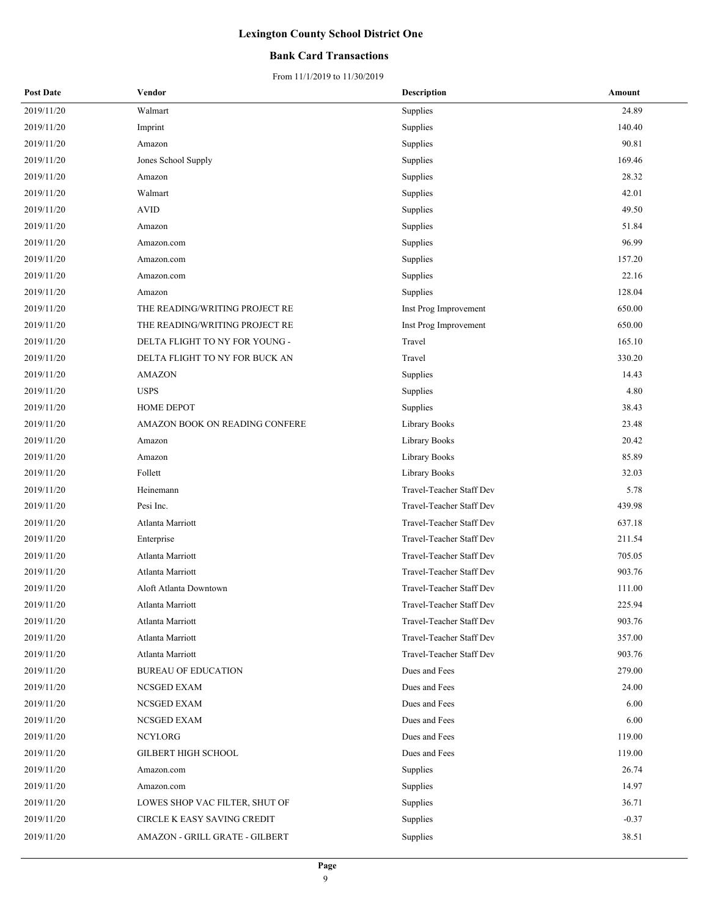# Lexington County School District One

## Bank Card Transactions

From 11/1/2019 to 11/30/2019

| Post Date | Vendor | Description | Amount |
|---|---|---|---|
| 2019/11/20 | Walmart | Supplies | 24.89 |
| 2019/11/20 | Imprint | Supplies | 140.40 |
| 2019/11/20 | Amazon | Supplies | 90.81 |
| 2019/11/20 | Jones School Supply | Supplies | 169.46 |
| 2019/11/20 | Amazon | Supplies | 28.32 |
| 2019/11/20 | Walmart | Supplies | 42.01 |
| 2019/11/20 | AVID | Supplies | 49.50 |
| 2019/11/20 | Amazon | Supplies | 51.84 |
| 2019/11/20 | Amazon.com | Supplies | 96.99 |
| 2019/11/20 | Amazon.com | Supplies | 157.20 |
| 2019/11/20 | Amazon.com | Supplies | 22.16 |
| 2019/11/20 | Amazon | Supplies | 128.04 |
| 2019/11/20 | THE READING/WRITING PROJECT RE | Inst Prog Improvement | 650.00 |
| 2019/11/20 | THE READING/WRITING PROJECT RE | Inst Prog Improvement | 650.00 |
| 2019/11/20 | DELTA FLIGHT TO NY FOR YOUNG - | Travel | 165.10 |
| 2019/11/20 | DELTA FLIGHT TO NY FOR BUCK AN | Travel | 330.20 |
| 2019/11/20 | AMAZON | Supplies | 14.43 |
| 2019/11/20 | USPS | Supplies | 4.80 |
| 2019/11/20 | HOME DEPOT | Supplies | 38.43 |
| 2019/11/20 | AMAZON BOOK ON READING CONFERE | Library Books | 23.48 |
| 2019/11/20 | Amazon | Library Books | 20.42 |
| 2019/11/20 | Amazon | Library Books | 85.89 |
| 2019/11/20 | Follett | Library Books | 32.03 |
| 2019/11/20 | Heinemann | Travel-Teacher Staff Dev | 5.78 |
| 2019/11/20 | Pesi Inc. | Travel-Teacher Staff Dev | 439.98 |
| 2019/11/20 | Atlanta Marriott | Travel-Teacher Staff Dev | 637.18 |
| 2019/11/20 | Enterprise | Travel-Teacher Staff Dev | 211.54 |
| 2019/11/20 | Atlanta Marriott | Travel-Teacher Staff Dev | 705.05 |
| 2019/11/20 | Atlanta Marriott | Travel-Teacher Staff Dev | 903.76 |
| 2019/11/20 | Aloft Atlanta Downtown | Travel-Teacher Staff Dev | 111.00 |
| 2019/11/20 | Atlanta Marriott | Travel-Teacher Staff Dev | 225.94 |
| 2019/11/20 | Atlanta Marriott | Travel-Teacher Staff Dev | 903.76 |
| 2019/11/20 | Atlanta Marriott | Travel-Teacher Staff Dev | 357.00 |
| 2019/11/20 | Atlanta Marriott | Travel-Teacher Staff Dev | 903.76 |
| 2019/11/20 | BUREAU OF EDUCATION | Dues and Fees | 279.00 |
| 2019/11/20 | NCSGED EXAM | Dues and Fees | 24.00 |
| 2019/11/20 | NCSGED EXAM | Dues and Fees | 6.00 |
| 2019/11/20 | NCSGED EXAM | Dues and Fees | 6.00 |
| 2019/11/20 | NCYI.ORG | Dues and Fees | 119.00 |
| 2019/11/20 | GILBERT HIGH SCHOOL | Dues and Fees | 119.00 |
| 2019/11/20 | Amazon.com | Supplies | 26.74 |
| 2019/11/20 | Amazon.com | Supplies | 14.97 |
| 2019/11/20 | LOWES SHOP VAC FILTER, SHUT OF | Supplies | 36.71 |
| 2019/11/20 | CIRCLE K EASY SAVING CREDIT | Supplies | -0.37 |
| 2019/11/20 | AMAZON - GRILL GRATE - GILBERT | Supplies | 38.51 |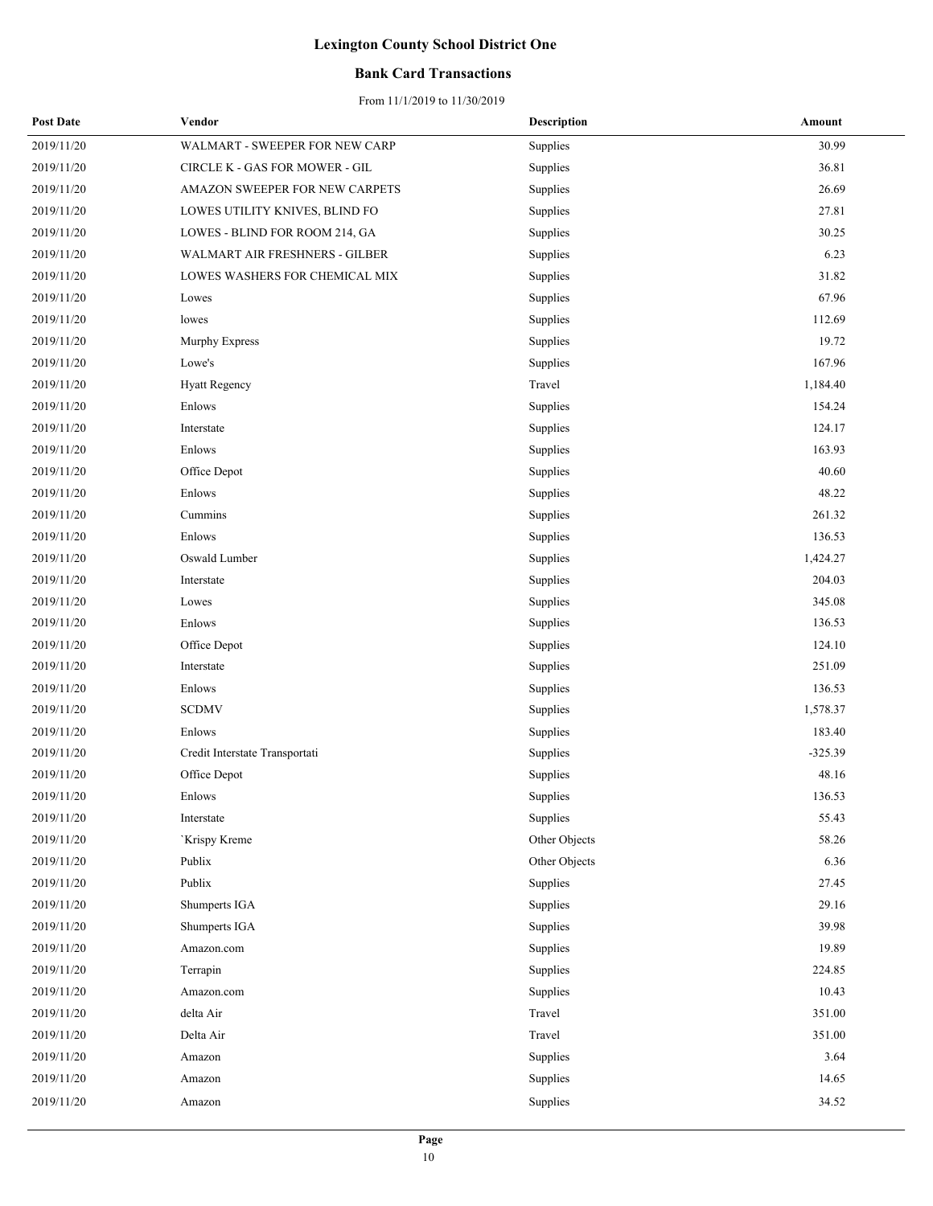# Lexington County School District One

## Bank Card Transactions

From 11/1/2019 to 11/30/2019

| Post Date | Vendor | Description | Amount |
|---|---|---|---|
| 2019/11/20 | WALMART - SWEEPER FOR NEW CARP | Supplies | 30.99 |
| 2019/11/20 | CIRCLE K - GAS FOR MOWER - GIL | Supplies | 36.81 |
| 2019/11/20 | AMAZON SWEEPER FOR NEW CARPETS | Supplies | 26.69 |
| 2019/11/20 | LOWES UTILITY KNIVES, BLIND FO | Supplies | 27.81 |
| 2019/11/20 | LOWES - BLIND FOR ROOM 214, GA | Supplies | 30.25 |
| 2019/11/20 | WALMART AIR FRESHNERS - GILBER | Supplies | 6.23 |
| 2019/11/20 | LOWES WASHERS FOR CHEMICAL MIX | Supplies | 31.82 |
| 2019/11/20 | Lowes | Supplies | 67.96 |
| 2019/11/20 | lowes | Supplies | 112.69 |
| 2019/11/20 | Murphy Express | Supplies | 19.72 |
| 2019/11/20 | Lowe's | Supplies | 167.96 |
| 2019/11/20 | Hyatt Regency | Travel | 1,184.40 |
| 2019/11/20 | Enlows | Supplies | 154.24 |
| 2019/11/20 | Interstate | Supplies | 124.17 |
| 2019/11/20 | Enlows | Supplies | 163.93 |
| 2019/11/20 | Office Depot | Supplies | 40.60 |
| 2019/11/20 | Enlows | Supplies | 48.22 |
| 2019/11/20 | Cummins | Supplies | 261.32 |
| 2019/11/20 | Enlows | Supplies | 136.53 |
| 2019/11/20 | Oswald Lumber | Supplies | 1,424.27 |
| 2019/11/20 | Interstate | Supplies | 204.03 |
| 2019/11/20 | Lowes | Supplies | 345.08 |
| 2019/11/20 | Enlows | Supplies | 136.53 |
| 2019/11/20 | Office Depot | Supplies | 124.10 |
| 2019/11/20 | Interstate | Supplies | 251.09 |
| 2019/11/20 | Enlows | Supplies | 136.53 |
| 2019/11/20 | SCDMV | Supplies | 1,578.37 |
| 2019/11/20 | Enlows | Supplies | 183.40 |
| 2019/11/20 | Credit Interstate Transportati | Supplies | -325.39 |
| 2019/11/20 | Office Depot | Supplies | 48.16 |
| 2019/11/20 | Enlows | Supplies | 136.53 |
| 2019/11/20 | Interstate | Supplies | 55.43 |
| 2019/11/20 | `Krispy Kreme | Other Objects | 58.26 |
| 2019/11/20 | Publix | Other Objects | 6.36 |
| 2019/11/20 | Publix | Supplies | 27.45 |
| 2019/11/20 | Shumperts IGA | Supplies | 29.16 |
| 2019/11/20 | Shumperts IGA | Supplies | 39.98 |
| 2019/11/20 | Amazon.com | Supplies | 19.89 |
| 2019/11/20 | Terrapin | Supplies | 224.85 |
| 2019/11/20 | Amazon.com | Supplies | 10.43 |
| 2019/11/20 | delta Air | Travel | 351.00 |
| 2019/11/20 | Delta Air | Travel | 351.00 |
| 2019/11/20 | Amazon | Supplies | 3.64 |
| 2019/11/20 | Amazon | Supplies | 14.65 |
| 2019/11/20 | Amazon | Supplies | 34.52 |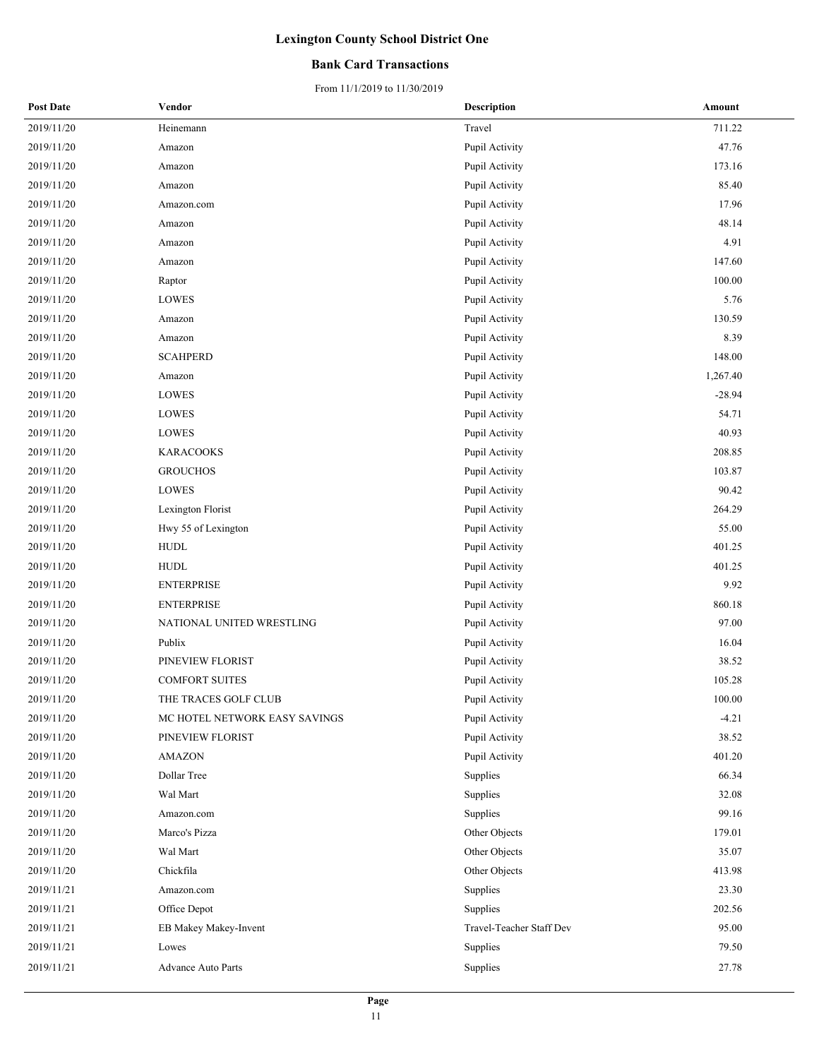# Lexington County School District One

## Bank Card Transactions

From 11/1/2019 to 11/30/2019

| Post Date | Vendor | Description | Amount |
|---|---|---|---|
| 2019/11/20 | Heinemann | Travel | 711.22 |
| 2019/11/20 | Amazon | Pupil Activity | 47.76 |
| 2019/11/20 | Amazon | Pupil Activity | 173.16 |
| 2019/11/20 | Amazon | Pupil Activity | 85.40 |
| 2019/11/20 | Amazon.com | Pupil Activity | 17.96 |
| 2019/11/20 | Amazon | Pupil Activity | 48.14 |
| 2019/11/20 | Amazon | Pupil Activity | 4.91 |
| 2019/11/20 | Amazon | Pupil Activity | 147.60 |
| 2019/11/20 | Raptor | Pupil Activity | 100.00 |
| 2019/11/20 | LOWES | Pupil Activity | 5.76 |
| 2019/11/20 | Amazon | Pupil Activity | 130.59 |
| 2019/11/20 | Amazon | Pupil Activity | 8.39 |
| 2019/11/20 | SCAHPERD | Pupil Activity | 148.00 |
| 2019/11/20 | Amazon | Pupil Activity | 1,267.40 |
| 2019/11/20 | LOWES | Pupil Activity | -28.94 |
| 2019/11/20 | LOWES | Pupil Activity | 54.71 |
| 2019/11/20 | LOWES | Pupil Activity | 40.93 |
| 2019/11/20 | KARACOOKS | Pupil Activity | 208.85 |
| 2019/11/20 | GROUCHOS | Pupil Activity | 103.87 |
| 2019/11/20 | LOWES | Pupil Activity | 90.42 |
| 2019/11/20 | Lexington Florist | Pupil Activity | 264.29 |
| 2019/11/20 | Hwy 55 of Lexington | Pupil Activity | 55.00 |
| 2019/11/20 | HUDL | Pupil Activity | 401.25 |
| 2019/11/20 | HUDL | Pupil Activity | 401.25 |
| 2019/11/20 | ENTERPRISE | Pupil Activity | 9.92 |
| 2019/11/20 | ENTERPRISE | Pupil Activity | 860.18 |
| 2019/11/20 | NATIONAL UNITED WRESTLING | Pupil Activity | 97.00 |
| 2019/11/20 | Publix | Pupil Activity | 16.04 |
| 2019/11/20 | PINEVIEW FLORIST | Pupil Activity | 38.52 |
| 2019/11/20 | COMFORT SUITES | Pupil Activity | 105.28 |
| 2019/11/20 | THE TRACES GOLF CLUB | Pupil Activity | 100.00 |
| 2019/11/20 | MC HOTEL NETWORK EASY SAVINGS | Pupil Activity | -4.21 |
| 2019/11/20 | PINEVIEW FLORIST | Pupil Activity | 38.52 |
| 2019/11/20 | AMAZON | Pupil Activity | 401.20 |
| 2019/11/20 | Dollar Tree | Supplies | 66.34 |
| 2019/11/20 | Wal Mart | Supplies | 32.08 |
| 2019/11/20 | Amazon.com | Supplies | 99.16 |
| 2019/11/20 | Marco's Pizza | Other Objects | 179.01 |
| 2019/11/20 | Wal Mart | Other Objects | 35.07 |
| 2019/11/20 | Chickfila | Other Objects | 413.98 |
| 2019/11/21 | Amazon.com | Supplies | 23.30 |
| 2019/11/21 | Office Depot | Supplies | 202.56 |
| 2019/11/21 | EB Makey Makey-Invent | Travel-Teacher Staff Dev | 95.00 |
| 2019/11/21 | Lowes | Supplies | 79.50 |
| 2019/11/21 | Advance Auto Parts | Supplies | 27.78 |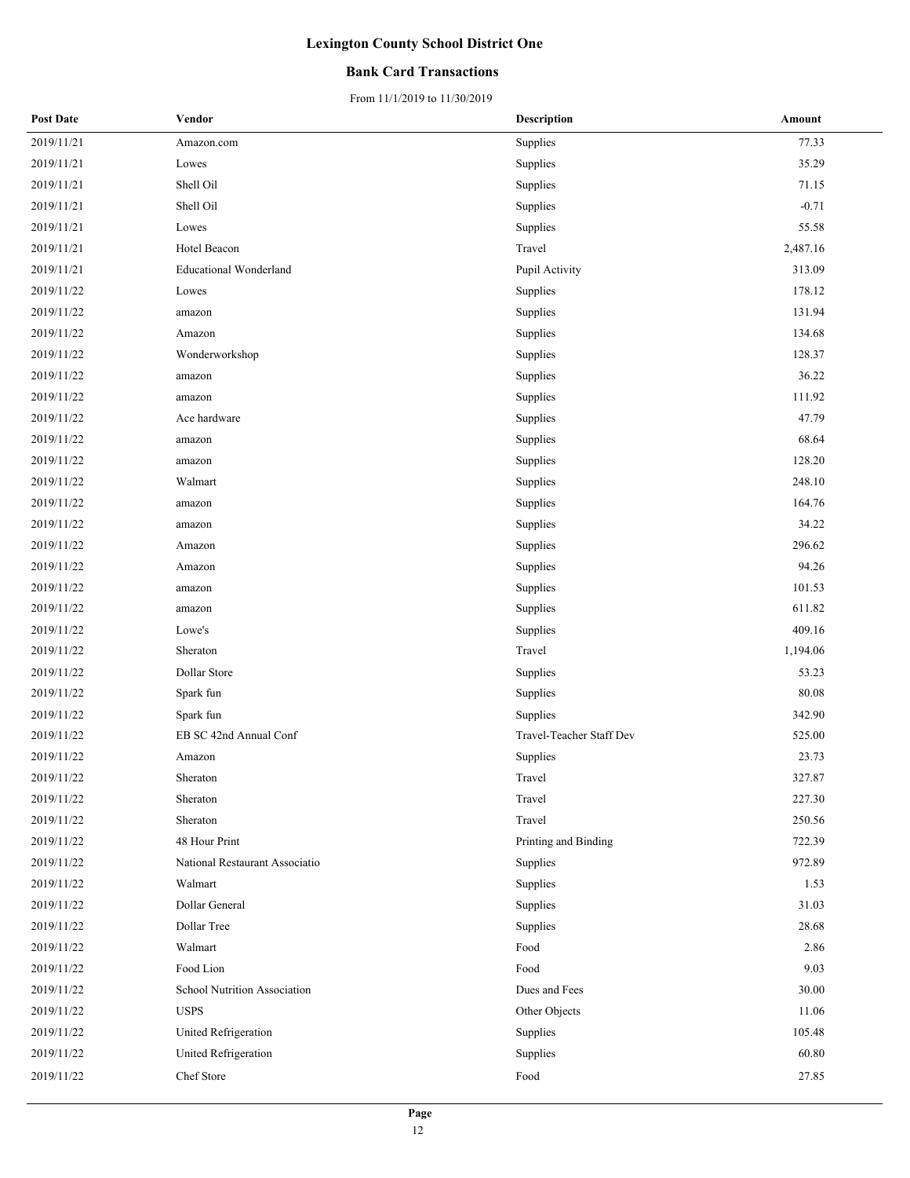# Lexington County School District One

## Bank Card Transactions

From 11/1/2019 to 11/30/2019

| Post Date | Vendor | Description | Amount |
|---|---|---|---|
| 2019/11/21 | Amazon.com | Supplies | 77.33 |
| 2019/11/21 | Lowes | Supplies | 35.29 |
| 2019/11/21 | Shell Oil | Supplies | 71.15 |
| 2019/11/21 | Shell Oil | Supplies | -0.71 |
| 2019/11/21 | Lowes | Supplies | 55.58 |
| 2019/11/21 | Hotel Beacon | Travel | 2,487.16 |
| 2019/11/21 | Educational Wonderland | Pupil Activity | 313.09 |
| 2019/11/22 | Lowes | Supplies | 178.12 |
| 2019/11/22 | amazon | Supplies | 131.94 |
| 2019/11/22 | Amazon | Supplies | 134.68 |
| 2019/11/22 | Wonderworkshop | Supplies | 128.37 |
| 2019/11/22 | amazon | Supplies | 36.22 |
| 2019/11/22 | amazon | Supplies | 111.92 |
| 2019/11/22 | Ace hardware | Supplies | 47.79 |
| 2019/11/22 | amazon | Supplies | 68.64 |
| 2019/11/22 | amazon | Supplies | 128.20 |
| 2019/11/22 | Walmart | Supplies | 248.10 |
| 2019/11/22 | amazon | Supplies | 164.76 |
| 2019/11/22 | amazon | Supplies | 34.22 |
| 2019/11/22 | Amazon | Supplies | 296.62 |
| 2019/11/22 | Amazon | Supplies | 94.26 |
| 2019/11/22 | amazon | Supplies | 101.53 |
| 2019/11/22 | amazon | Supplies | 611.82 |
| 2019/11/22 | Lowe's | Supplies | 409.16 |
| 2019/11/22 | Sheraton | Travel | 1,194.06 |
| 2019/11/22 | Dollar Store | Supplies | 53.23 |
| 2019/11/22 | Spark fun | Supplies | 80.08 |
| 2019/11/22 | Spark fun | Supplies | 342.90 |
| 2019/11/22 | EB SC 42nd Annual Conf | Travel-Teacher Staff Dev | 525.00 |
| 2019/11/22 | Amazon | Supplies | 23.73 |
| 2019/11/22 | Sheraton | Travel | 327.87 |
| 2019/11/22 | Sheraton | Travel | 227.30 |
| 2019/11/22 | Sheraton | Travel | 250.56 |
| 2019/11/22 | 48 Hour Print | Printing and Binding | 722.39 |
| 2019/11/22 | National Restaurant Associatio | Supplies | 972.89 |
| 2019/11/22 | Walmart | Supplies | 1.53 |
| 2019/11/22 | Dollar General | Supplies | 31.03 |
| 2019/11/22 | Dollar Tree | Supplies | 28.68 |
| 2019/11/22 | Walmart | Food | 2.86 |
| 2019/11/22 | Food Lion | Food | 9.03 |
| 2019/11/22 | School Nutrition Association | Dues and Fees | 30.00 |
| 2019/11/22 | USPS | Other Objects | 11.06 |
| 2019/11/22 | United Refrigeration | Supplies | 105.48 |
| 2019/11/22 | United Refrigeration | Supplies | 60.80 |
| 2019/11/22 | Chef Store | Food | 27.85 |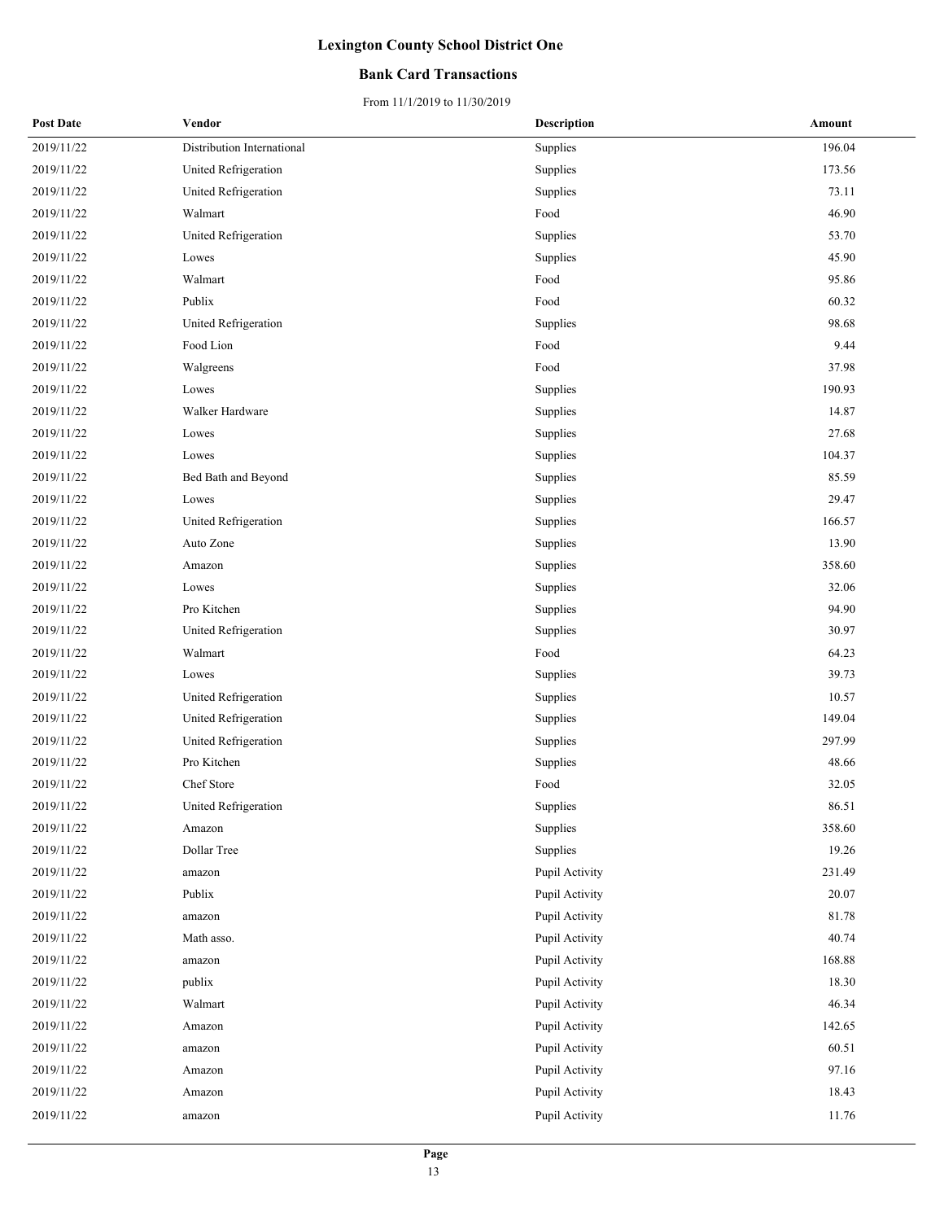# Lexington County School District One

## Bank Card Transactions

From 11/1/2019 to 11/30/2019

| Post Date | Vendor | Description | Amount |
|---|---|---|---|
| 2019/11/22 | Distribution International | Supplies | 196.04 |
| 2019/11/22 | United Refrigeration | Supplies | 173.56 |
| 2019/11/22 | United Refrigeration | Supplies | 73.11 |
| 2019/11/22 | Walmart | Food | 46.90 |
| 2019/11/22 | United Refrigeration | Supplies | 53.70 |
| 2019/11/22 | Lowes | Supplies | 45.90 |
| 2019/11/22 | Walmart | Food | 95.86 |
| 2019/11/22 | Publix | Food | 60.32 |
| 2019/11/22 | United Refrigeration | Supplies | 98.68 |
| 2019/11/22 | Food Lion | Food | 9.44 |
| 2019/11/22 | Walgreens | Food | 37.98 |
| 2019/11/22 | Lowes | Supplies | 190.93 |
| 2019/11/22 | Walker Hardware | Supplies | 14.87 |
| 2019/11/22 | Lowes | Supplies | 27.68 |
| 2019/11/22 | Lowes | Supplies | 104.37 |
| 2019/11/22 | Bed Bath and Beyond | Supplies | 85.59 |
| 2019/11/22 | Lowes | Supplies | 29.47 |
| 2019/11/22 | United Refrigeration | Supplies | 166.57 |
| 2019/11/22 | Auto Zone | Supplies | 13.90 |
| 2019/11/22 | Amazon | Supplies | 358.60 |
| 2019/11/22 | Lowes | Supplies | 32.06 |
| 2019/11/22 | Pro Kitchen | Supplies | 94.90 |
| 2019/11/22 | United Refrigeration | Supplies | 30.97 |
| 2019/11/22 | Walmart | Food | 64.23 |
| 2019/11/22 | Lowes | Supplies | 39.73 |
| 2019/11/22 | United Refrigeration | Supplies | 10.57 |
| 2019/11/22 | United Refrigeration | Supplies | 149.04 |
| 2019/11/22 | United Refrigeration | Supplies | 297.99 |
| 2019/11/22 | Pro Kitchen | Supplies | 48.66 |
| 2019/11/22 | Chef Store | Food | 32.05 |
| 2019/11/22 | United Refrigeration | Supplies | 86.51 |
| 2019/11/22 | Amazon | Supplies | 358.60 |
| 2019/11/22 | Dollar Tree | Supplies | 19.26 |
| 2019/11/22 | amazon | Pupil Activity | 231.49 |
| 2019/11/22 | Publix | Pupil Activity | 20.07 |
| 2019/11/22 | amazon | Pupil Activity | 81.78 |
| 2019/11/22 | Math asso. | Pupil Activity | 40.74 |
| 2019/11/22 | amazon | Pupil Activity | 168.88 |
| 2019/11/22 | publix | Pupil Activity | 18.30 |
| 2019/11/22 | Walmart | Pupil Activity | 46.34 |
| 2019/11/22 | Amazon | Pupil Activity | 142.65 |
| 2019/11/22 | amazon | Pupil Activity | 60.51 |
| 2019/11/22 | Amazon | Pupil Activity | 97.16 |
| 2019/11/22 | Amazon | Pupil Activity | 18.43 |
| 2019/11/22 | amazon | Pupil Activity | 11.76 |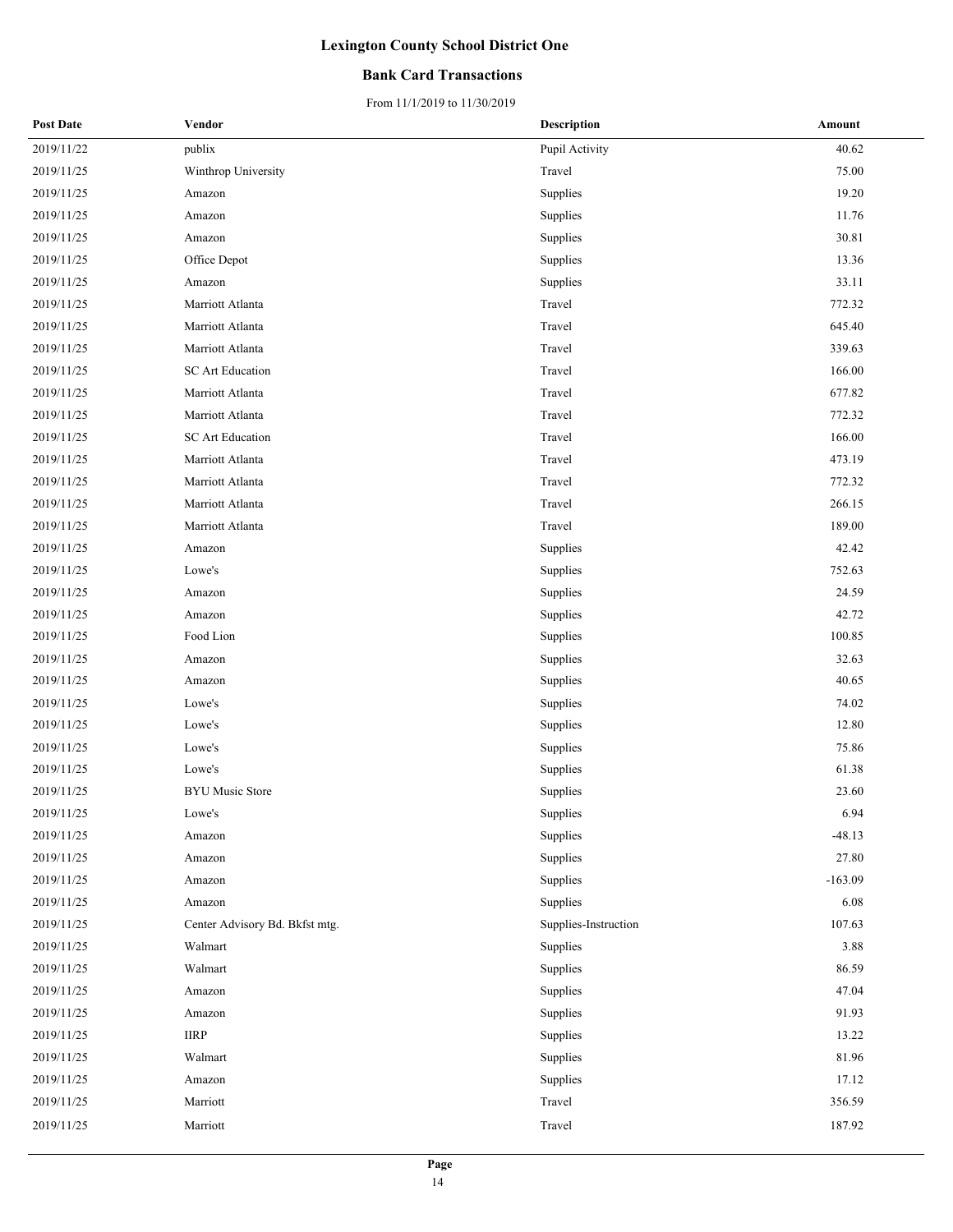# Lexington County School District One

## Bank Card Transactions

From 11/1/2019 to 11/30/2019

| Post Date | Vendor | Description | Amount |
|---|---|---|---|
| 2019/11/22 | publix | Pupil Activity | 40.62 |
| 2019/11/25 | Winthrop University | Travel | 75.00 |
| 2019/11/25 | Amazon | Supplies | 19.20 |
| 2019/11/25 | Amazon | Supplies | 11.76 |
| 2019/11/25 | Amazon | Supplies | 30.81 |
| 2019/11/25 | Office Depot | Supplies | 13.36 |
| 2019/11/25 | Amazon | Supplies | 33.11 |
| 2019/11/25 | Marriott Atlanta | Travel | 772.32 |
| 2019/11/25 | Marriott Atlanta | Travel | 645.40 |
| 2019/11/25 | Marriott Atlanta | Travel | 339.63 |
| 2019/11/25 | SC Art Education | Travel | 166.00 |
| 2019/11/25 | Marriott Atlanta | Travel | 677.82 |
| 2019/11/25 | Marriott Atlanta | Travel | 772.32 |
| 2019/11/25 | SC Art Education | Travel | 166.00 |
| 2019/11/25 | Marriott Atlanta | Travel | 473.19 |
| 2019/11/25 | Marriott Atlanta | Travel | 772.32 |
| 2019/11/25 | Marriott Atlanta | Travel | 266.15 |
| 2019/11/25 | Marriott Atlanta | Travel | 189.00 |
| 2019/11/25 | Amazon | Supplies | 42.42 |
| 2019/11/25 | Lowe's | Supplies | 752.63 |
| 2019/11/25 | Amazon | Supplies | 24.59 |
| 2019/11/25 | Amazon | Supplies | 42.72 |
| 2019/11/25 | Food Lion | Supplies | 100.85 |
| 2019/11/25 | Amazon | Supplies | 32.63 |
| 2019/11/25 | Amazon | Supplies | 40.65 |
| 2019/11/25 | Lowe's | Supplies | 74.02 |
| 2019/11/25 | Lowe's | Supplies | 12.80 |
| 2019/11/25 | Lowe's | Supplies | 75.86 |
| 2019/11/25 | Lowe's | Supplies | 61.38 |
| 2019/11/25 | BYU Music Store | Supplies | 23.60 |
| 2019/11/25 | Lowe's | Supplies | 6.94 |
| 2019/11/25 | Amazon | Supplies | -48.13 |
| 2019/11/25 | Amazon | Supplies | 27.80 |
| 2019/11/25 | Amazon | Supplies | -163.09 |
| 2019/11/25 | Amazon | Supplies | 6.08 |
| 2019/11/25 | Center Advisory Bd. Bkfst mtg. | Supplies-Instruction | 107.63 |
| 2019/11/25 | Walmart | Supplies | 3.88 |
| 2019/11/25 | Walmart | Supplies | 86.59 |
| 2019/11/25 | Amazon | Supplies | 47.04 |
| 2019/11/25 | Amazon | Supplies | 91.93 |
| 2019/11/25 | IIRP | Supplies | 13.22 |
| 2019/11/25 | Walmart | Supplies | 81.96 |
| 2019/11/25 | Amazon | Supplies | 17.12 |
| 2019/11/25 | Marriott | Travel | 356.59 |
| 2019/11/25 | Marriott | Travel | 187.92 |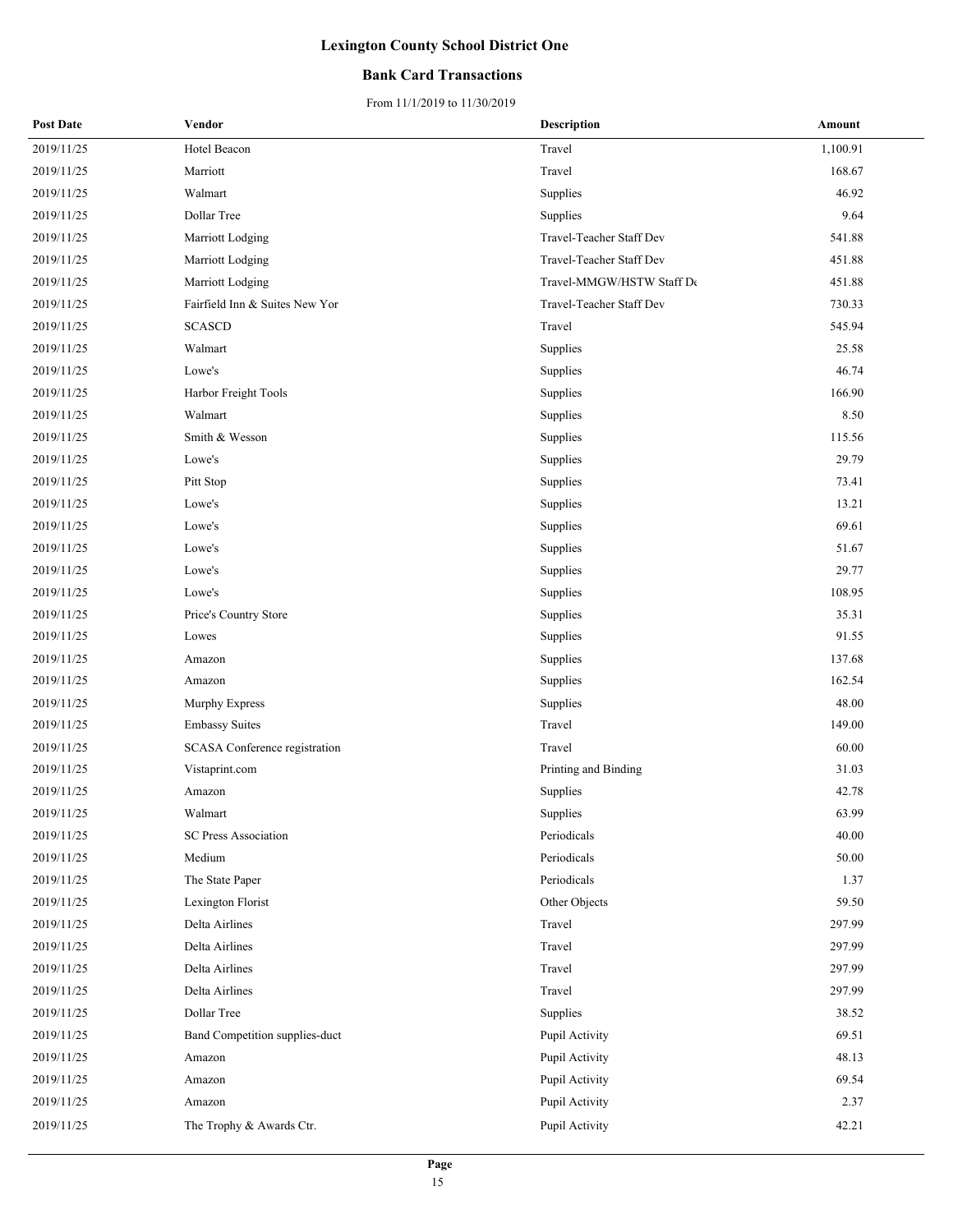# Lexington County School District One

## Bank Card Transactions

From 11/1/2019 to 11/30/2019

| Post Date | Vendor | Description | Amount |
|---|---|---|---|
| 2019/11/25 | Hotel Beacon | Travel | 1,100.91 |
| 2019/11/25 | Marriott | Travel | 168.67 |
| 2019/11/25 | Walmart | Supplies | 46.92 |
| 2019/11/25 | Dollar Tree | Supplies | 9.64 |
| 2019/11/25 | Marriott Lodging | Travel-Teacher Staff Dev | 541.88 |
| 2019/11/25 | Marriott Lodging | Travel-Teacher Staff Dev | 451.88 |
| 2019/11/25 | Marriott Lodging | Travel-MMGW/HSTW Staff De | 451.88 |
| 2019/11/25 | Fairfield Inn & Suites New Yor | Travel-Teacher Staff Dev | 730.33 |
| 2019/11/25 | SCASCD | Travel | 545.94 |
| 2019/11/25 | Walmart | Supplies | 25.58 |
| 2019/11/25 | Lowe's | Supplies | 46.74 |
| 2019/11/25 | Harbor Freight Tools | Supplies | 166.90 |
| 2019/11/25 | Walmart | Supplies | 8.50 |
| 2019/11/25 | Smith & Wesson | Supplies | 115.56 |
| 2019/11/25 | Lowe's | Supplies | 29.79 |
| 2019/11/25 | Pitt Stop | Supplies | 73.41 |
| 2019/11/25 | Lowe's | Supplies | 13.21 |
| 2019/11/25 | Lowe's | Supplies | 69.61 |
| 2019/11/25 | Lowe's | Supplies | 51.67 |
| 2019/11/25 | Lowe's | Supplies | 29.77 |
| 2019/11/25 | Lowe's | Supplies | 108.95 |
| 2019/11/25 | Price's Country Store | Supplies | 35.31 |
| 2019/11/25 | Lowes | Supplies | 91.55 |
| 2019/11/25 | Amazon | Supplies | 137.68 |
| 2019/11/25 | Amazon | Supplies | 162.54 |
| 2019/11/25 | Murphy Express | Supplies | 48.00 |
| 2019/11/25 | Embassy Suites | Travel | 149.00 |
| 2019/11/25 | SCASA Conference registration | Travel | 60.00 |
| 2019/11/25 | Vistaprint.com | Printing and Binding | 31.03 |
| 2019/11/25 | Amazon | Supplies | 42.78 |
| 2019/11/25 | Walmart | Supplies | 63.99 |
| 2019/11/25 | SC Press Association | Periodicals | 40.00 |
| 2019/11/25 | Medium | Periodicals | 50.00 |
| 2019/11/25 | The State Paper | Periodicals | 1.37 |
| 2019/11/25 | Lexington Florist | Other Objects | 59.50 |
| 2019/11/25 | Delta Airlines | Travel | 297.99 |
| 2019/11/25 | Delta Airlines | Travel | 297.99 |
| 2019/11/25 | Delta Airlines | Travel | 297.99 |
| 2019/11/25 | Delta Airlines | Travel | 297.99 |
| 2019/11/25 | Dollar Tree | Supplies | 38.52 |
| 2019/11/25 | Band Competition supplies-duct | Pupil Activity | 69.51 |
| 2019/11/25 | Amazon | Pupil Activity | 48.13 |
| 2019/11/25 | Amazon | Pupil Activity | 69.54 |
| 2019/11/25 | Amazon | Pupil Activity | 2.37 |
| 2019/11/25 | The Trophy & Awards Ctr. | Pupil Activity | 42.21 |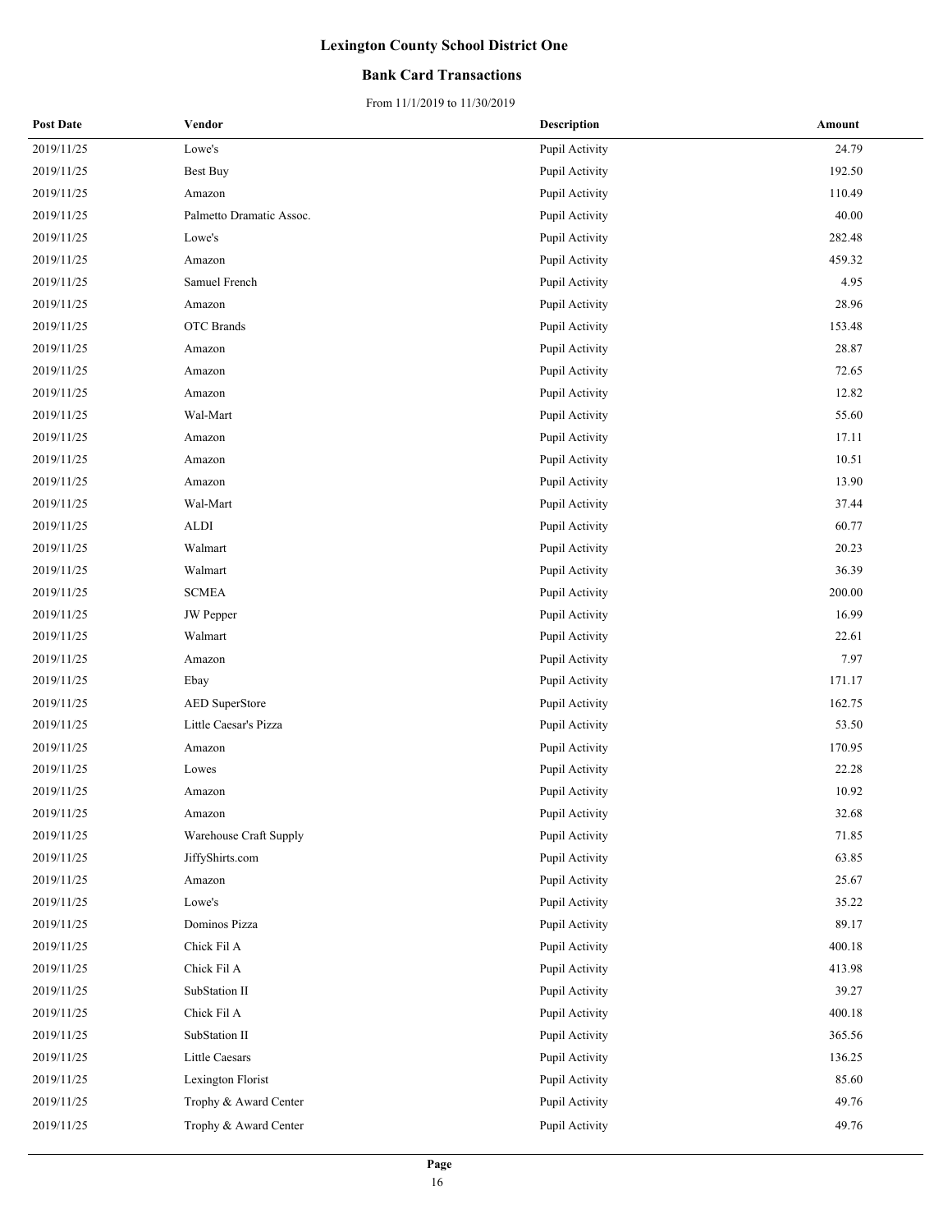# Lexington County School District One

## Bank Card Transactions

From 11/1/2019 to 11/30/2019

| Post Date | Vendor | Description | Amount |
|---|---|---|---|
| 2019/11/25 | Lowe's | Pupil Activity | 24.79 |
| 2019/11/25 | Best Buy | Pupil Activity | 192.50 |
| 2019/11/25 | Amazon | Pupil Activity | 110.49 |
| 2019/11/25 | Palmetto Dramatic Assoc. | Pupil Activity | 40.00 |
| 2019/11/25 | Lowe's | Pupil Activity | 282.48 |
| 2019/11/25 | Amazon | Pupil Activity | 459.32 |
| 2019/11/25 | Samuel French | Pupil Activity | 4.95 |
| 2019/11/25 | Amazon | Pupil Activity | 28.96 |
| 2019/11/25 | OTC Brands | Pupil Activity | 153.48 |
| 2019/11/25 | Amazon | Pupil Activity | 28.87 |
| 2019/11/25 | Amazon | Pupil Activity | 72.65 |
| 2019/11/25 | Amazon | Pupil Activity | 12.82 |
| 2019/11/25 | Wal-Mart | Pupil Activity | 55.60 |
| 2019/11/25 | Amazon | Pupil Activity | 17.11 |
| 2019/11/25 | Amazon | Pupil Activity | 10.51 |
| 2019/11/25 | Amazon | Pupil Activity | 13.90 |
| 2019/11/25 | Wal-Mart | Pupil Activity | 37.44 |
| 2019/11/25 | ALDI | Pupil Activity | 60.77 |
| 2019/11/25 | Walmart | Pupil Activity | 20.23 |
| 2019/11/25 | Walmart | Pupil Activity | 36.39 |
| 2019/11/25 | SCMEA | Pupil Activity | 200.00 |
| 2019/11/25 | JW Pepper | Pupil Activity | 16.99 |
| 2019/11/25 | Walmart | Pupil Activity | 22.61 |
| 2019/11/25 | Amazon | Pupil Activity | 7.97 |
| 2019/11/25 | Ebay | Pupil Activity | 171.17 |
| 2019/11/25 | AED SuperStore | Pupil Activity | 162.75 |
| 2019/11/25 | Little Caesar's Pizza | Pupil Activity | 53.50 |
| 2019/11/25 | Amazon | Pupil Activity | 170.95 |
| 2019/11/25 | Lowes | Pupil Activity | 22.28 |
| 2019/11/25 | Amazon | Pupil Activity | 10.92 |
| 2019/11/25 | Amazon | Pupil Activity | 32.68 |
| 2019/11/25 | Warehouse Craft Supply | Pupil Activity | 71.85 |
| 2019/11/25 | JiffyShirts.com | Pupil Activity | 63.85 |
| 2019/11/25 | Amazon | Pupil Activity | 25.67 |
| 2019/11/25 | Lowe's | Pupil Activity | 35.22 |
| 2019/11/25 | Dominos Pizza | Pupil Activity | 89.17 |
| 2019/11/25 | Chick Fil A | Pupil Activity | 400.18 |
| 2019/11/25 | Chick Fil A | Pupil Activity | 413.98 |
| 2019/11/25 | SubStation II | Pupil Activity | 39.27 |
| 2019/11/25 | Chick Fil A | Pupil Activity | 400.18 |
| 2019/11/25 | SubStation II | Pupil Activity | 365.56 |
| 2019/11/25 | Little Caesars | Pupil Activity | 136.25 |
| 2019/11/25 | Lexington Florist | Pupil Activity | 85.60 |
| 2019/11/25 | Trophy & Award Center | Pupil Activity | 49.76 |
| 2019/11/25 | Trophy & Award Center | Pupil Activity | 49.76 |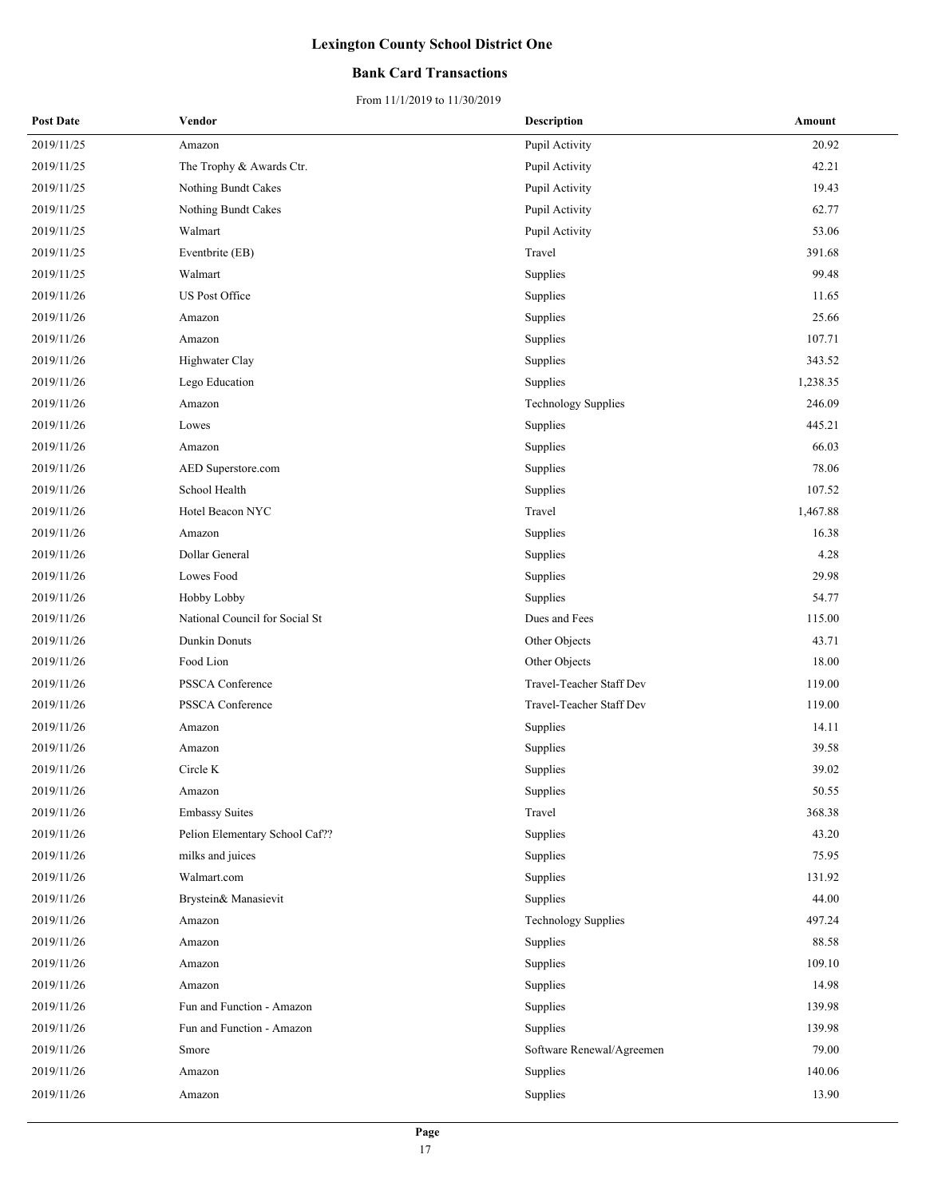# Lexington County School District One

## Bank Card Transactions

From 11/1/2019 to 11/30/2019

| Post Date | Vendor | Description | Amount |
|---|---|---|---|
| 2019/11/25 | Amazon | Pupil Activity | 20.92 |
| 2019/11/25 | The Trophy & Awards Ctr. | Pupil Activity | 42.21 |
| 2019/11/25 | Nothing Bundt Cakes | Pupil Activity | 19.43 |
| 2019/11/25 | Nothing Bundt Cakes | Pupil Activity | 62.77 |
| 2019/11/25 | Walmart | Pupil Activity | 53.06 |
| 2019/11/25 | Eventbrite (EB) | Travel | 391.68 |
| 2019/11/25 | Walmart | Supplies | 99.48 |
| 2019/11/26 | US Post Office | Supplies | 11.65 |
| 2019/11/26 | Amazon | Supplies | 25.66 |
| 2019/11/26 | Amazon | Supplies | 107.71 |
| 2019/11/26 | Highwater Clay | Supplies | 343.52 |
| 2019/11/26 | Lego Education | Supplies | 1,238.35 |
| 2019/11/26 | Amazon | Technology Supplies | 246.09 |
| 2019/11/26 | Lowes | Supplies | 445.21 |
| 2019/11/26 | Amazon | Supplies | 66.03 |
| 2019/11/26 | AED Superstore.com | Supplies | 78.06 |
| 2019/11/26 | School Health | Supplies | 107.52 |
| 2019/11/26 | Hotel Beacon NYC | Travel | 1,467.88 |
| 2019/11/26 | Amazon | Supplies | 16.38 |
| 2019/11/26 | Dollar General | Supplies | 4.28 |
| 2019/11/26 | Lowes Food | Supplies | 29.98 |
| 2019/11/26 | Hobby Lobby | Supplies | 54.77 |
| 2019/11/26 | National Council for Social St | Dues and Fees | 115.00 |
| 2019/11/26 | Dunkin Donuts | Other Objects | 43.71 |
| 2019/11/26 | Food Lion | Other Objects | 18.00 |
| 2019/11/26 | PSSCA Conference | Travel-Teacher Staff Dev | 119.00 |
| 2019/11/26 | PSSCA Conference | Travel-Teacher Staff Dev | 119.00 |
| 2019/11/26 | Amazon | Supplies | 14.11 |
| 2019/11/26 | Amazon | Supplies | 39.58 |
| 2019/11/26 | Circle K | Supplies | 39.02 |
| 2019/11/26 | Amazon | Supplies | 50.55 |
| 2019/11/26 | Embassy Suites | Travel | 368.38 |
| 2019/11/26 | Pelion Elementary School Caf?? | Supplies | 43.20 |
| 2019/11/26 | milks and juices | Supplies | 75.95 |
| 2019/11/26 | Walmart.com | Supplies | 131.92 |
| 2019/11/26 | Brystein& Manasievit | Supplies | 44.00 |
| 2019/11/26 | Amazon | Technology Supplies | 497.24 |
| 2019/11/26 | Amazon | Supplies | 88.58 |
| 2019/11/26 | Amazon | Supplies | 109.10 |
| 2019/11/26 | Amazon | Supplies | 14.98 |
| 2019/11/26 | Fun and Function - Amazon | Supplies | 139.98 |
| 2019/11/26 | Fun and Function - Amazon | Supplies | 139.98 |
| 2019/11/26 | Smore | Software Renewal/Agreemen | 79.00 |
| 2019/11/26 | Amazon | Supplies | 140.06 |
| 2019/11/26 | Amazon | Supplies | 13.90 |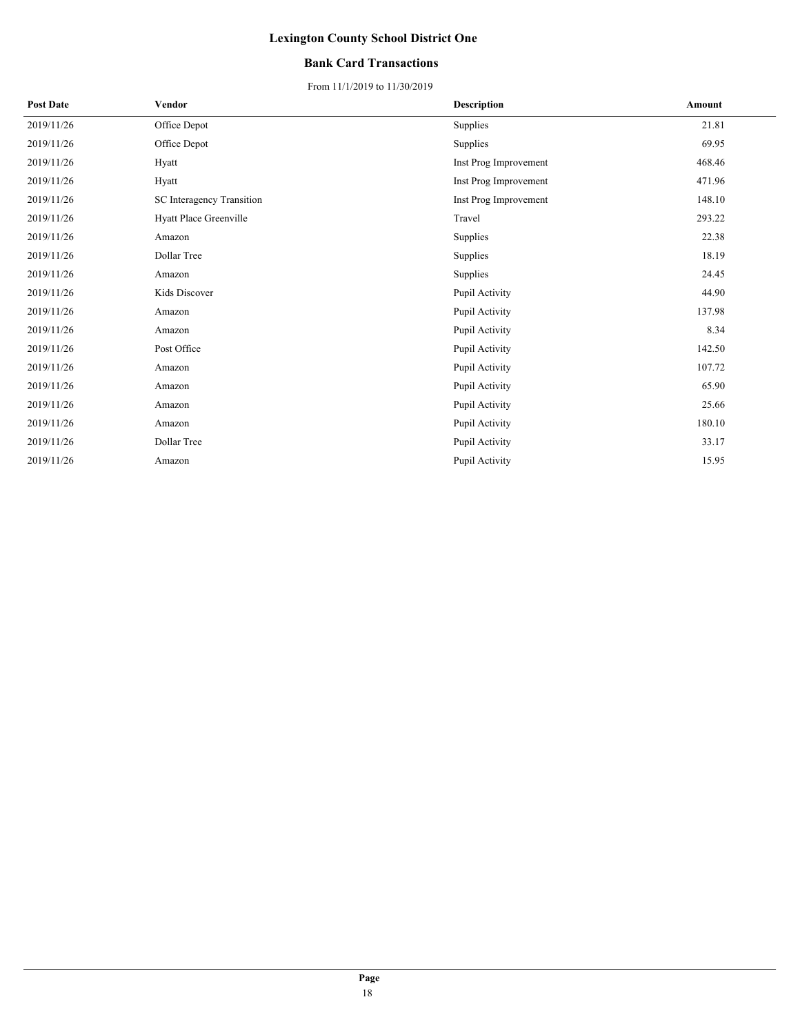# Lexington County School District One

## Bank Card Transactions

From 11/1/2019 to 11/30/2019

| Post Date | Vendor | Description | Amount |
|---|---|---|---|
| 2019/11/26 | Office Depot | Supplies | 21.81 |
| 2019/11/26 | Office Depot | Supplies | 69.95 |
| 2019/11/26 | Hyatt | Inst Prog Improvement | 468.46 |
| 2019/11/26 | Hyatt | Inst Prog Improvement | 471.96 |
| 2019/11/26 | SC Interagency Transition | Inst Prog Improvement | 148.10 |
| 2019/11/26 | Hyatt Place Greenville | Travel | 293.22 |
| 2019/11/26 | Amazon | Supplies | 22.38 |
| 2019/11/26 | Dollar Tree | Supplies | 18.19 |
| 2019/11/26 | Amazon | Supplies | 24.45 |
| 2019/11/26 | Kids Discover | Pupil Activity | 44.90 |
| 2019/11/26 | Amazon | Pupil Activity | 137.98 |
| 2019/11/26 | Amazon | Pupil Activity | 8.34 |
| 2019/11/26 | Post Office | Pupil Activity | 142.50 |
| 2019/11/26 | Amazon | Pupil Activity | 107.72 |
| 2019/11/26 | Amazon | Pupil Activity | 65.90 |
| 2019/11/26 | Amazon | Pupil Activity | 25.66 |
| 2019/11/26 | Amazon | Pupil Activity | 180.10 |
| 2019/11/26 | Dollar Tree | Pupil Activity | 33.17 |
| 2019/11/26 | Amazon | Pupil Activity | 15.95 |